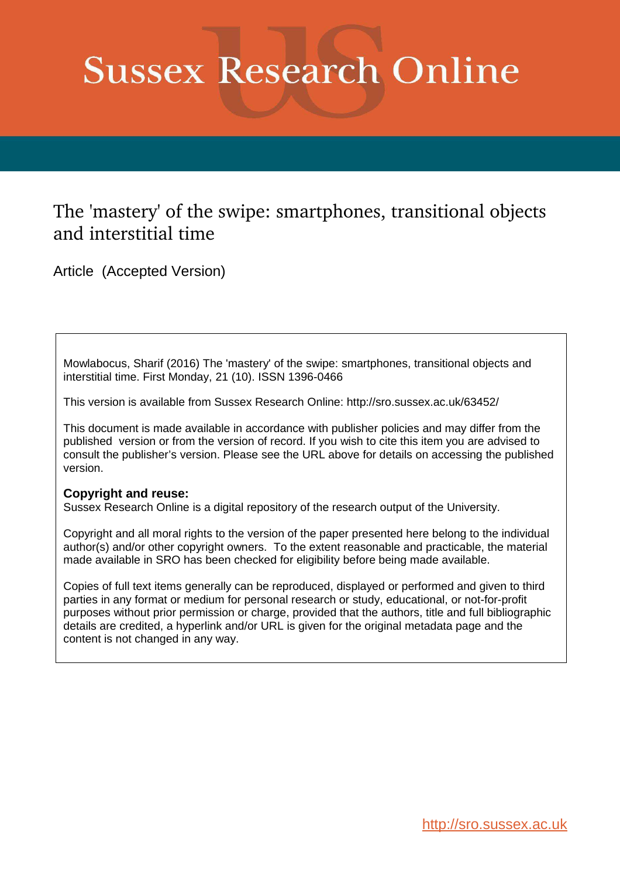# Sussex Research Online

## The 'mastery' of the swipe: smartphones, transitional objects and interstitial time

Article (Accepted Version)

Mowlabocus, Sharif (2016) The 'mastery' of the swipe: smartphones, transitional objects and interstitial time. First Monday, 21 (10). ISSN 1396-0466

This version is available from Sussex Research Online: http://sro.sussex.ac.uk/63452/

This document is made available in accordance with publisher policies and may differ from the published version or from the version of record. If you wish to cite this item you are advised to consult the publisher's version. Please see the URL above for details on accessing the published version.

**Copyright and reuse:**
Sussex Research Online is a digital repository of the research output of the University.

Copyright and all moral rights to the version of the paper presented here belong to the individual author(s) and/or other copyright owners. To the extent reasonable and practicable, the material made available in SRO has been checked for eligibility before being made available.

Copies of full text items generally can be reproduced, displayed or performed and given to third parties in any format or medium for personal research or study, educational, or not-for-profit purposes without prior permission or charge, provided that the authors, title and full bibliographic details are credited, a hyperlink and/or URL is given for the original metadata page and the content is not changed in any way.

http://sro.sussex.ac.uk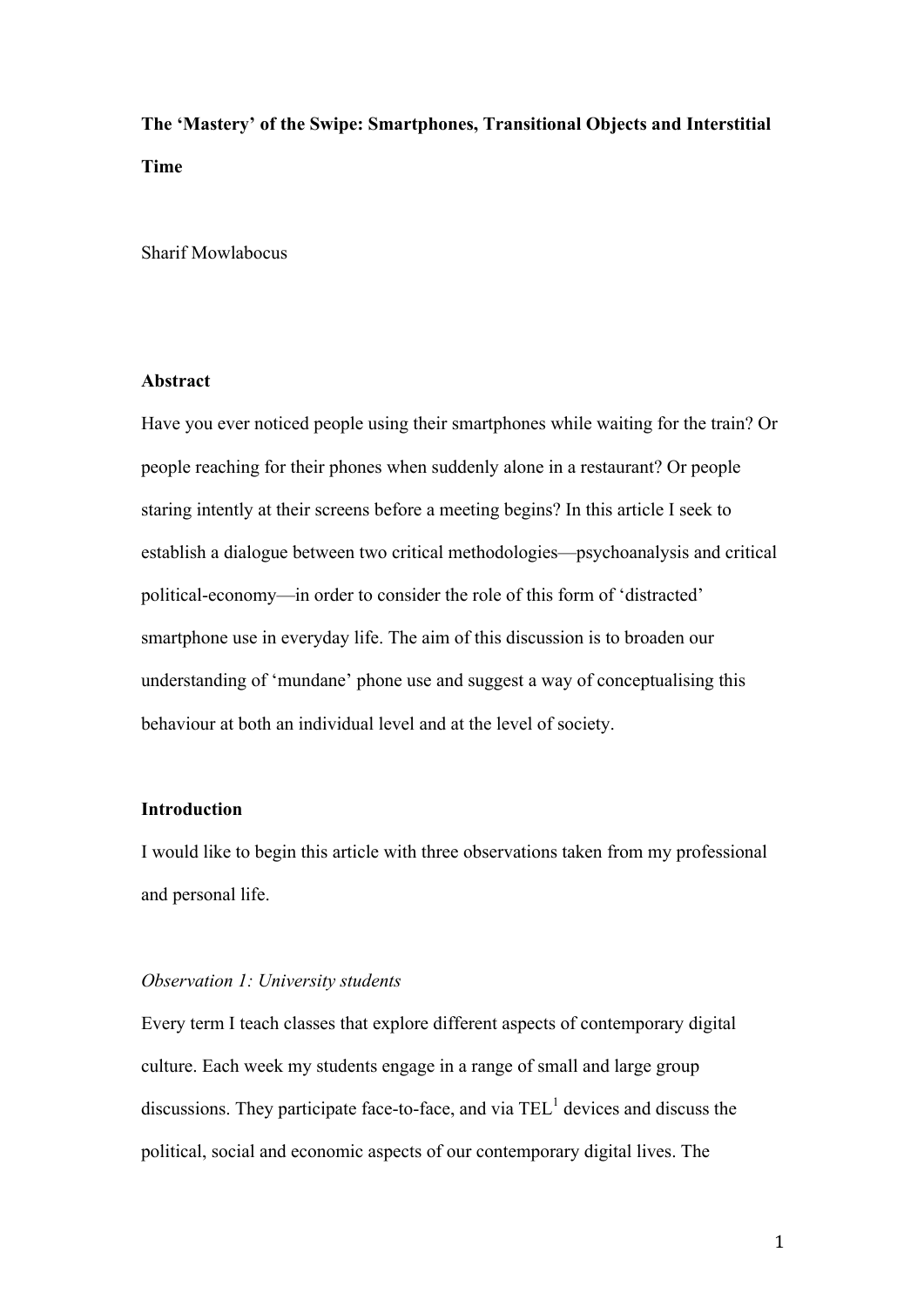**The 'Mastery' of the Swipe: Smartphones, Transitional Objects and Interstitial Time**

Sharif Mowlabocus

**Abstract**

Have you ever noticed people using their smartphones while waiting for the train? Or people reaching for their phones when suddenly alone in a restaurant? Or people staring intently at their screens before a meeting begins? In this article I seek to establish a dialogue between two critical methodologies—psychoanalysis and critical political-economy—in order to consider the role of this form of 'distracted' smartphone use in everyday life. The aim of this discussion is to broaden our understanding of 'mundane' phone use and suggest a way of conceptualising this behaviour at both an individual level and at the level of society.

**Introduction**

I would like to begin this article with three observations taken from my professional and personal life.

*Observation 1: University students*

Every term I teach classes that explore different aspects of contemporary digital culture. Each week my students engage in a range of small and large group discussions. They participate face-to-face, and via TEL[1] devices and discuss the political, social and economic aspects of our contemporary digital lives. The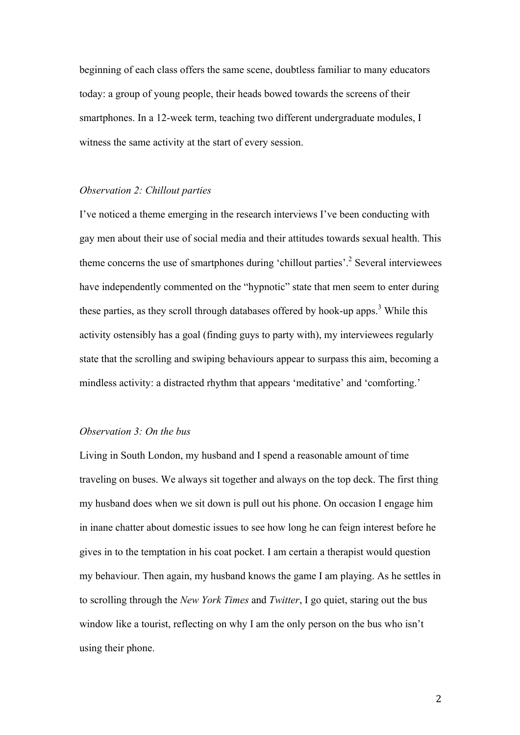beginning of each class offers the same scene, doubtless familiar to many educators today: a group of young people, their heads bowed towards the screens of their smartphones. In a 12-week term, teaching two different undergraduate modules, I witness the same activity at the start of every session.

*Observation 2: Chillout parties*

I've noticed a theme emerging in the research interviews I've been conducting with gay men about their use of social media and their attitudes towards sexual health. This theme concerns the use of smartphones during 'chillout parties'.[2] Several interviewees have independently commented on the "hypnotic" state that men seem to enter during these parties, as they scroll through databases offered by hook-up apps.[3] While this activity ostensibly has a goal (finding guys to party with), my interviewees regularly state that the scrolling and swiping behaviours appear to surpass this aim, becoming a mindless activity: a distracted rhythm that appears 'meditative' and 'comforting.'

*Observation 3: On the bus*

Living in South London, my husband and I spend a reasonable amount of time traveling on buses. We always sit together and always on the top deck. The first thing my husband does when we sit down is pull out his phone. On occasion I engage him in inane chatter about domestic issues to see how long he can feign interest before he gives in to the temptation in his coat pocket. I am certain a therapist would question my behaviour. Then again, my husband knows the game I am playing. As he settles in to scrolling through the *New York Times* and *Twitter*, I go quiet, staring out the bus window like a tourist, reflecting on why I am the only person on the bus who isn't using their phone.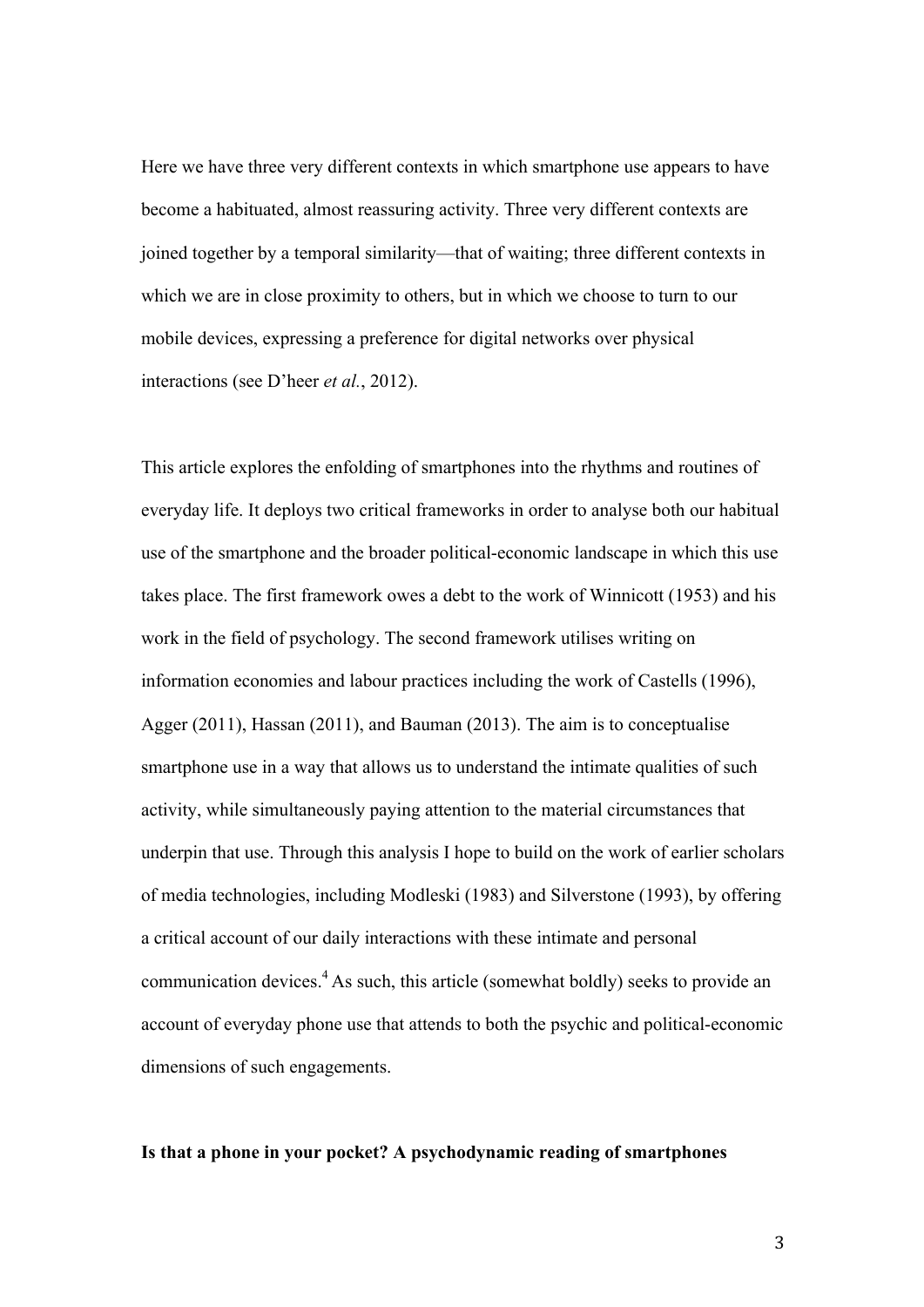Here we have three very different contexts in which smartphone use appears to have become a habituated, almost reassuring activity. Three very different contexts are joined together by a temporal similarity—that of waiting; three different contexts in which we are in close proximity to others, but in which we choose to turn to our mobile devices, expressing a preference for digital networks over physical interactions (see D'heer *et al.*, 2012).

This article explores the enfolding of smartphones into the rhythms and routines of everyday life. It deploys two critical frameworks in order to analyse both our habitual use of the smartphone and the broader political-economic landscape in which this use takes place. The first framework owes a debt to the work of Winnicott (1953) and his work in the field of psychology. The second framework utilises writing on information economies and labour practices including the work of Castells (1996), Agger (2011), Hassan (2011), and Bauman (2013). The aim is to conceptualise smartphone use in a way that allows us to understand the intimate qualities of such activity, while simultaneously paying attention to the material circumstances that underpin that use. Through this analysis I hope to build on the work of earlier scholars of media technologies, including Modleski (1983) and Silverstone (1993), by offering a critical account of our daily interactions with these intimate and personal communication devices.[4] As such, this article (somewhat boldly) seeks to provide an account of everyday phone use that attends to both the psychic and political-economic dimensions of such engagements.

**Is that a phone in your pocket? A psychodynamic reading of smartphones**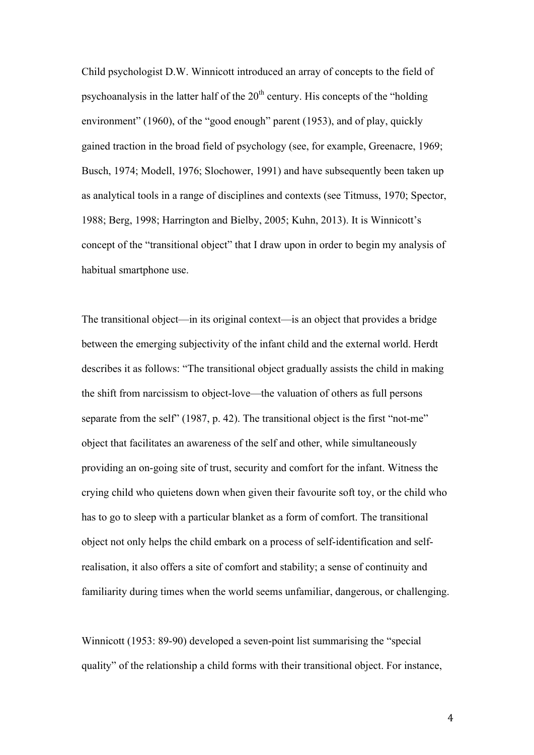Child psychologist D.W. Winnicott introduced an array of concepts to the field of psychoanalysis in the latter half of the 20th century. His concepts of the "holding environment" (1960), of the "good enough" parent (1953), and of play, quickly gained traction in the broad field of psychology (see, for example, Greenacre, 1969; Busch, 1974; Modell, 1976; Slochower, 1991) and have subsequently been taken up as analytical tools in a range of disciplines and contexts (see Titmuss, 1970; Spector, 1988; Berg, 1998; Harrington and Bielby, 2005; Kuhn, 2013). It is Winnicott's concept of the "transitional object" that I draw upon in order to begin my analysis of habitual smartphone use.

The transitional object—in its original context—is an object that provides a bridge between the emerging subjectivity of the infant child and the external world. Herdt describes it as follows: "The transitional object gradually assists the child in making the shift from narcissism to object-love—the valuation of others as full persons separate from the self" (1987, p. 42). The transitional object is the first "not-me" object that facilitates an awareness of the self and other, while simultaneously providing an on-going site of trust, security and comfort for the infant. Witness the crying child who quietens down when given their favourite soft toy, or the child who has to go to sleep with a particular blanket as a form of comfort. The transitional object not only helps the child embark on a process of self-identification and self-realisation, it also offers a site of comfort and stability; a sense of continuity and familiarity during times when the world seems unfamiliar, dangerous, or challenging.

Winnicott (1953: 89-90) developed a seven-point list summarising the "special quality" of the relationship a child forms with their transitional object. For instance,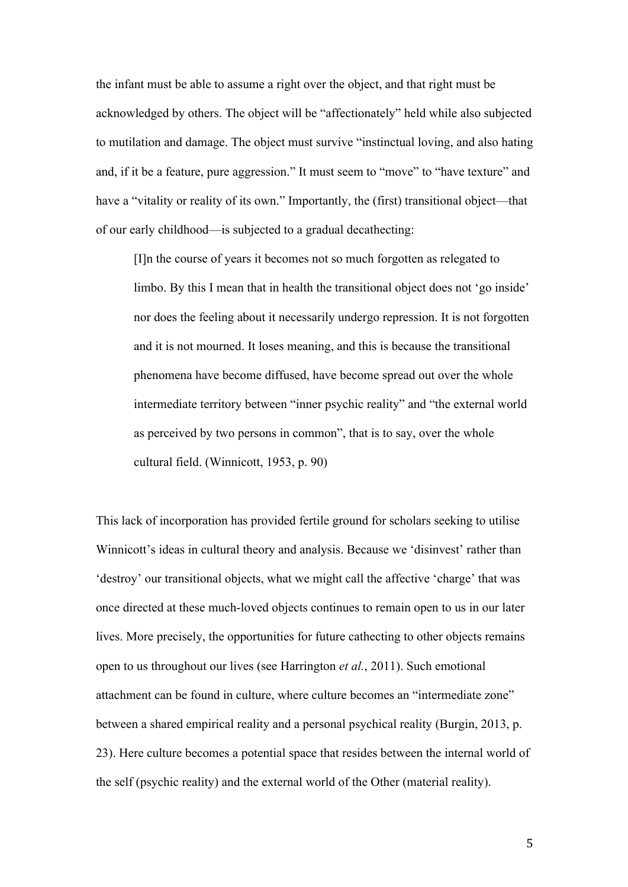the infant must be able to assume a right over the object, and that right must be acknowledged by others. The object will be "affectionately" held while also subjected to mutilation and damage. The object must survive "instinctual loving, and also hating and, if it be a feature, pure aggression." It must seem to "move" to "have texture" and have a "vitality or reality of its own." Importantly, the (first) transitional object—that of our early childhood—is subjected to a gradual decathecting:

> [I]n the course of years it becomes not so much forgotten as relegated to limbo. By this I mean that in health the transitional object does not 'go inside' nor does the feeling about it necessarily undergo repression. It is not forgotten and it is not mourned. It loses meaning, and this is because the transitional phenomena have become diffused, have become spread out over the whole intermediate territory between "inner psychic reality" and "the external world as perceived by two persons in common", that is to say, over the whole cultural field. (Winnicott, 1953, p. 90)

This lack of incorporation has provided fertile ground for scholars seeking to utilise Winnicott's ideas in cultural theory and analysis. Because we 'disinvest' rather than 'destroy' our transitional objects, what we might call the affective 'charge' that was once directed at these much-loved objects continues to remain open to us in our later lives. More precisely, the opportunities for future cathecting to other objects remains open to us throughout our lives (see Harrington *et al.*, 2011). Such emotional attachment can be found in culture, where culture becomes an "intermediate zone" between a shared empirical reality and a personal psychical reality (Burgin, 2013, p. 23). Here culture becomes a potential space that resides between the internal world of the self (psychic reality) and the external world of the Other (material reality).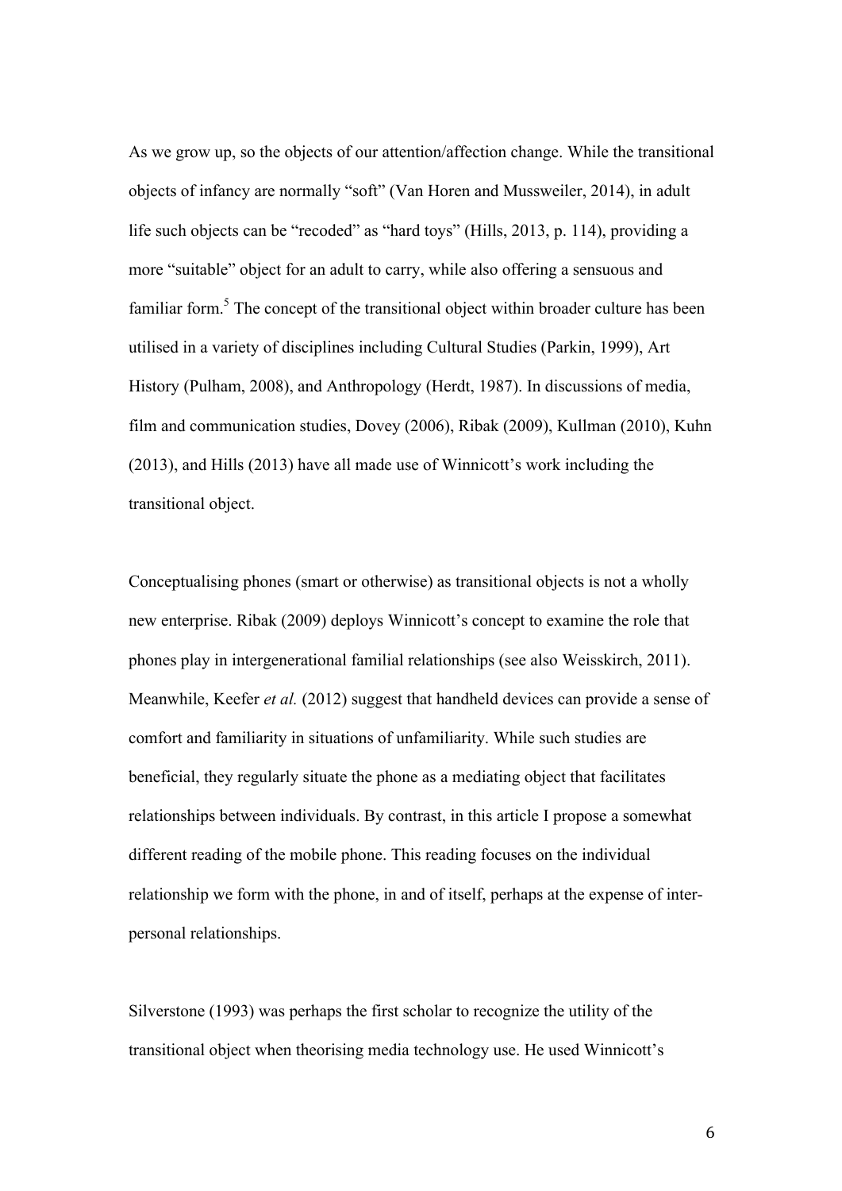As we grow up, so the objects of our attention/affection change. While the transitional objects of infancy are normally "soft" (Van Horen and Mussweiler, 2014), in adult life such objects can be "recoded" as "hard toys" (Hills, 2013, p. 114), providing a more "suitable" object for an adult to carry, while also offering a sensuous and familiar form.[5] The concept of the transitional object within broader culture has been utilised in a variety of disciplines including Cultural Studies (Parkin, 1999), Art History (Pulham, 2008), and Anthropology (Herdt, 1987). In discussions of media, film and communication studies, Dovey (2006), Ribak (2009), Kullman (2010), Kuhn (2013), and Hills (2013) have all made use of Winnicott's work including the transitional object.

Conceptualising phones (smart or otherwise) as transitional objects is not a wholly new enterprise. Ribak (2009) deploys Winnicott's concept to examine the role that phones play in intergenerational familial relationships (see also Weisskirch, 2011). Meanwhile, Keefer *et al.* (2012) suggest that handheld devices can provide a sense of comfort and familiarity in situations of unfamiliarity. While such studies are beneficial, they regularly situate the phone as a mediating object that facilitates relationships between individuals. By contrast, in this article I propose a somewhat different reading of the mobile phone. This reading focuses on the individual relationship we form with the phone, in and of itself, perhaps at the expense of inter-personal relationships.

Silverstone (1993) was perhaps the first scholar to recognize the utility of the transitional object when theorising media technology use. He used Winnicott's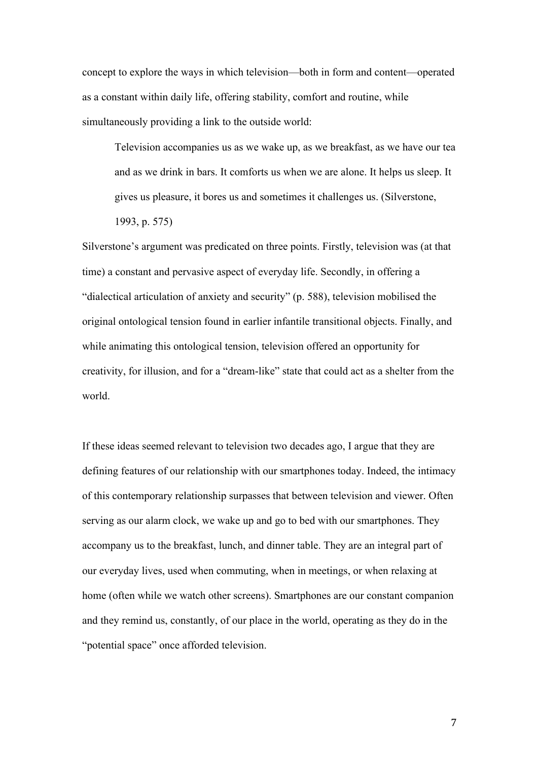concept to explore the ways in which television—both in form and content—operated as a constant within daily life, offering stability, comfort and routine, while simultaneously providing a link to the outside world:

> Television accompanies us as we wake up, as we breakfast, as we have our tea and as we drink in bars. It comforts us when we are alone. It helps us sleep. It gives us pleasure, it bores us and sometimes it challenges us. (Silverstone, 1993, p. 575)

Silverstone's argument was predicated on three points. Firstly, television was (at that time) a constant and pervasive aspect of everyday life. Secondly, in offering a "dialectical articulation of anxiety and security" (p. 588), television mobilised the original ontological tension found in earlier infantile transitional objects. Finally, and while animating this ontological tension, television offered an opportunity for creativity, for illusion, and for a "dream-like" state that could act as a shelter from the world.

If these ideas seemed relevant to television two decades ago, I argue that they are defining features of our relationship with our smartphones today. Indeed, the intimacy of this contemporary relationship surpasses that between television and viewer. Often serving as our alarm clock, we wake up and go to bed with our smartphones. They accompany us to the breakfast, lunch, and dinner table. They are an integral part of our everyday lives, used when commuting, when in meetings, or when relaxing at home (often while we watch other screens). Smartphones are our constant companion and they remind us, constantly, of our place in the world, operating as they do in the "potential space" once afforded television.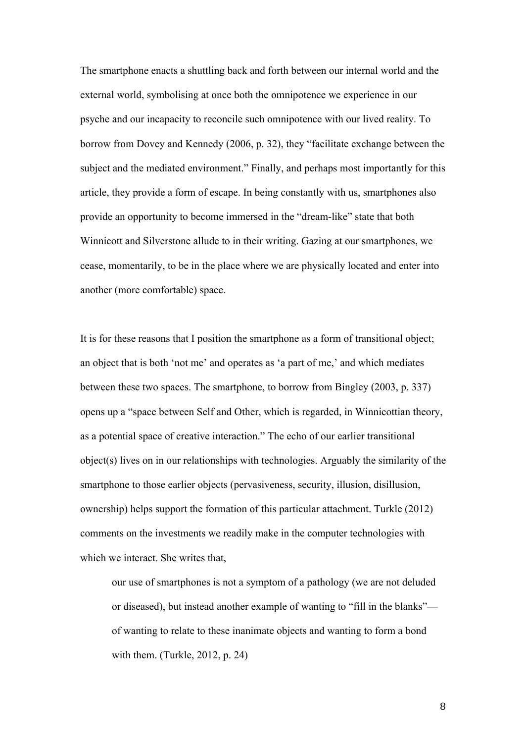The smartphone enacts a shuttling back and forth between our internal world and the external world, symbolising at once both the omnipotence we experience in our psyche and our incapacity to reconcile such omnipotence with our lived reality. To borrow from Dovey and Kennedy (2006, p. 32), they "facilitate exchange between the subject and the mediated environment." Finally, and perhaps most importantly for this article, they provide a form of escape. In being constantly with us, smartphones also provide an opportunity to become immersed in the "dream-like" state that both Winnicott and Silverstone allude to in their writing. Gazing at our smartphones, we cease, momentarily, to be in the place where we are physically located and enter into another (more comfortable) space.

It is for these reasons that I position the smartphone as a form of transitional object; an object that is both 'not me' and operates as 'a part of me,' and which mediates between these two spaces. The smartphone, to borrow from Bingley (2003, p. 337) opens up a "space between Self and Other, which is regarded, in Winnicottian theory, as a potential space of creative interaction." The echo of our earlier transitional object(s) lives on in our relationships with technologies. Arguably the similarity of the smartphone to those earlier objects (pervasiveness, security, illusion, disillusion, ownership) helps support the formation of this particular attachment. Turkle (2012) comments on the investments we readily make in the computer technologies with which we interact. She writes that,

> our use of smartphones is not a symptom of a pathology (we are not deluded or diseased), but instead another example of wanting to "fill in the blanks"—of wanting to relate to these inanimate objects and wanting to form a bond with them. (Turkle, 2012, p. 24)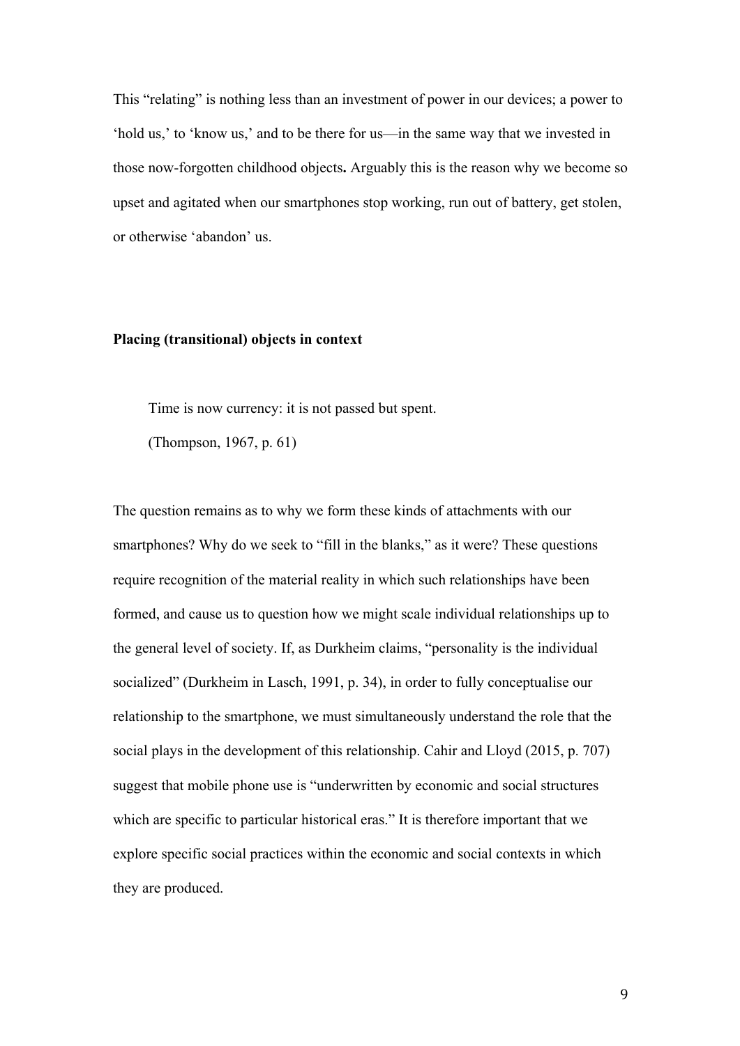This "relating" is nothing less than an investment of power in our devices; a power to 'hold us,' to 'know us,' and to be there for us—in the same way that we invested in those now-forgotten childhood objects**.** Arguably this is the reason why we become so upset and agitated when our smartphones stop working, run out of battery, get stolen, or otherwise 'abandon' us.

**Placing (transitional) objects in context**

> Time is now currency: it is not passed but spent.
>
> (Thompson, 1967, p. 61)

The question remains as to why we form these kinds of attachments with our smartphones? Why do we seek to "fill in the blanks," as it were? These questions require recognition of the material reality in which such relationships have been formed, and cause us to question how we might scale individual relationships up to the general level of society. If, as Durkheim claims, "personality is the individual socialized" (Durkheim in Lasch, 1991, p. 34), in order to fully conceptualise our relationship to the smartphone, we must simultaneously understand the role that the social plays in the development of this relationship. Cahir and Lloyd (2015, p. 707) suggest that mobile phone use is "underwritten by economic and social structures which are specific to particular historical eras." It is therefore important that we explore specific social practices within the economic and social contexts in which they are produced.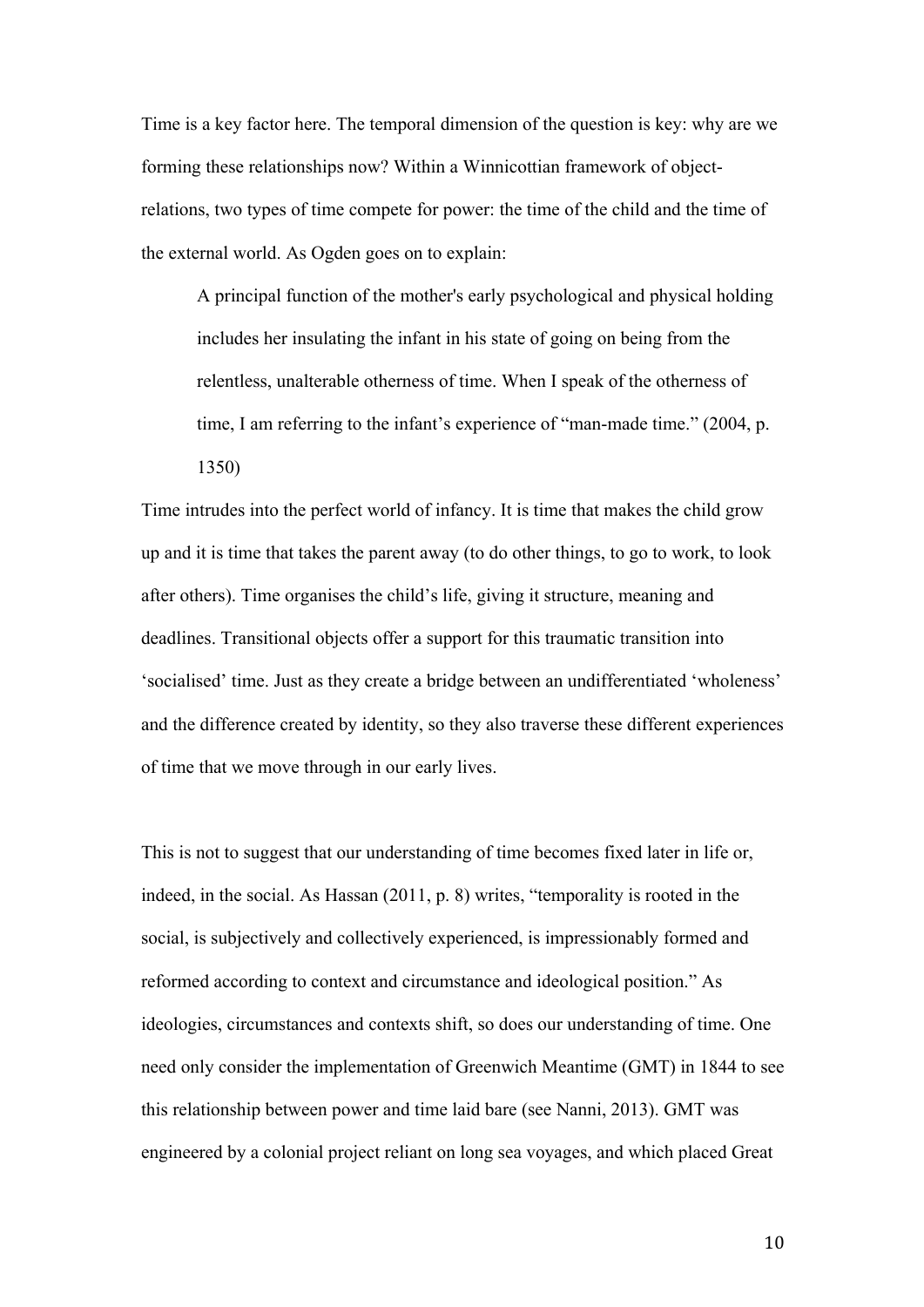Time is a key factor here. The temporal dimension of the question is key: why are we forming these relationships now? Within a Winnicottian framework of object-relations, two types of time compete for power: the time of the child and the time of the external world. As Ogden goes on to explain:

> A principal function of the mother's early psychological and physical holding includes her insulating the infant in his state of going on being from the relentless, unalterable otherness of time. When I speak of the otherness of time, I am referring to the infant's experience of "man-made time." (2004, p. 1350)

Time intrudes into the perfect world of infancy. It is time that makes the child grow up and it is time that takes the parent away (to do other things, to go to work, to look after others). Time organises the child's life, giving it structure, meaning and deadlines. Transitional objects offer a support for this traumatic transition into 'socialised' time. Just as they create a bridge between an undifferentiated 'wholeness' and the difference created by identity, so they also traverse these different experiences of time that we move through in our early lives.

This is not to suggest that our understanding of time becomes fixed later in life or, indeed, in the social. As Hassan (2011, p. 8) writes, "temporality is rooted in the social, is subjectively and collectively experienced, is impressionably formed and reformed according to context and circumstance and ideological position." As ideologies, circumstances and contexts shift, so does our understanding of time. One need only consider the implementation of Greenwich Meantime (GMT) in 1844 to see this relationship between power and time laid bare (see Nanni, 2013). GMT was engineered by a colonial project reliant on long sea voyages, and which placed Great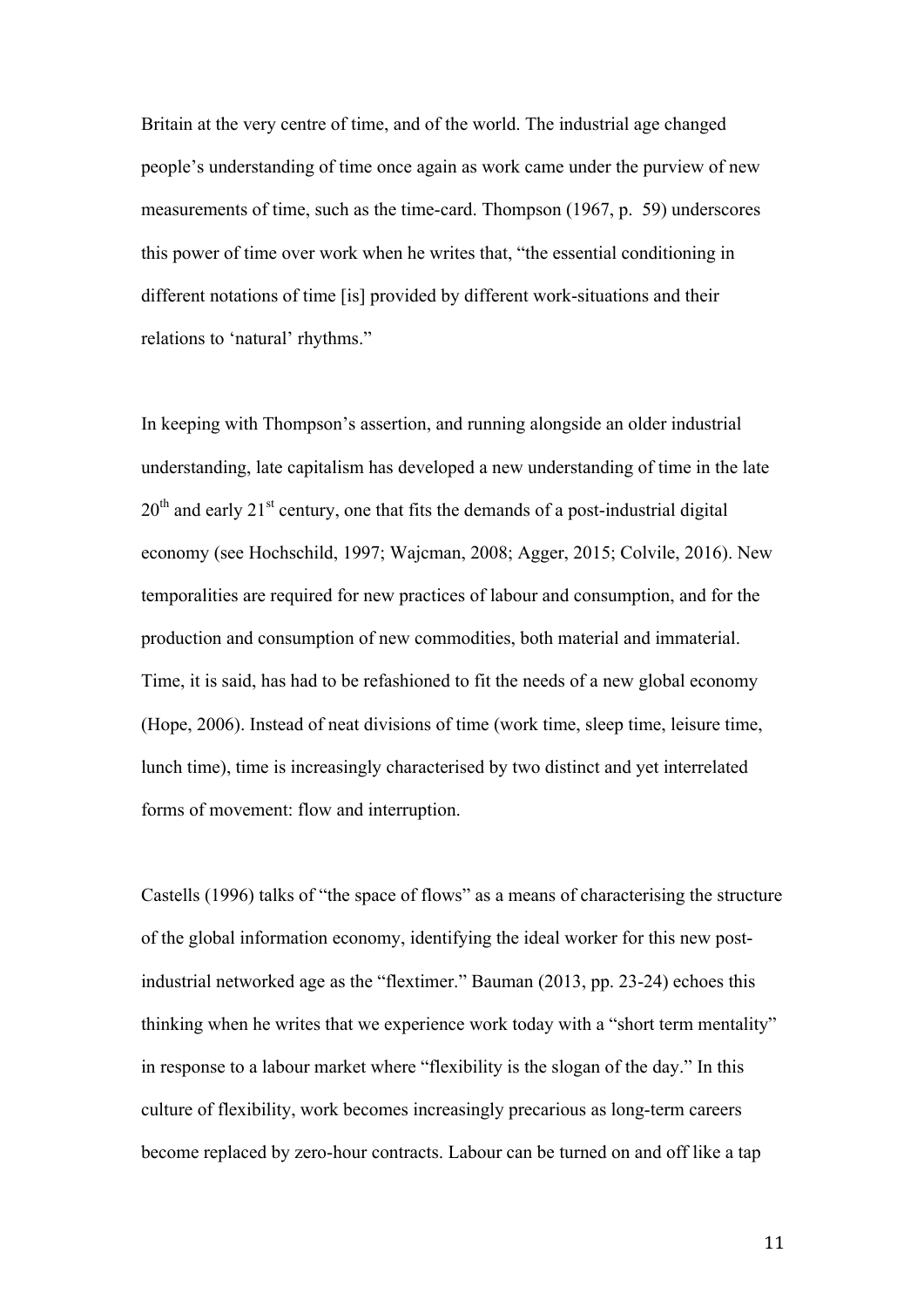Britain at the very centre of time, and of the world. The industrial age changed people's understanding of time once again as work came under the purview of new measurements of time, such as the time-card. Thompson (1967, p. 59) underscores this power of time over work when he writes that, "the essential conditioning in different notations of time [is] provided by different work-situations and their relations to 'natural' rhythms."

In keeping with Thompson's assertion, and running alongside an older industrial understanding, late capitalism has developed a new understanding of time in the late 20th and early 21st century, one that fits the demands of a post-industrial digital economy (see Hochschild, 1997; Wajcman, 2008; Agger, 2015; Colvile, 2016). New temporalities are required for new practices of labour and consumption, and for the production and consumption of new commodities, both material and immaterial. Time, it is said, has had to be refashioned to fit the needs of a new global economy (Hope, 2006). Instead of neat divisions of time (work time, sleep time, leisure time, lunch time), time is increasingly characterised by two distinct and yet interrelated forms of movement: flow and interruption.

Castells (1996) talks of "the space of flows" as a means of characterising the structure of the global information economy, identifying the ideal worker for this new post-industrial networked age as the "flextimer." Bauman (2013, pp. 23-24) echoes this thinking when he writes that we experience work today with a "short term mentality" in response to a labour market where "flexibility is the slogan of the day." In this culture of flexibility, work becomes increasingly precarious as long-term careers become replaced by zero-hour contracts. Labour can be turned on and off like a tap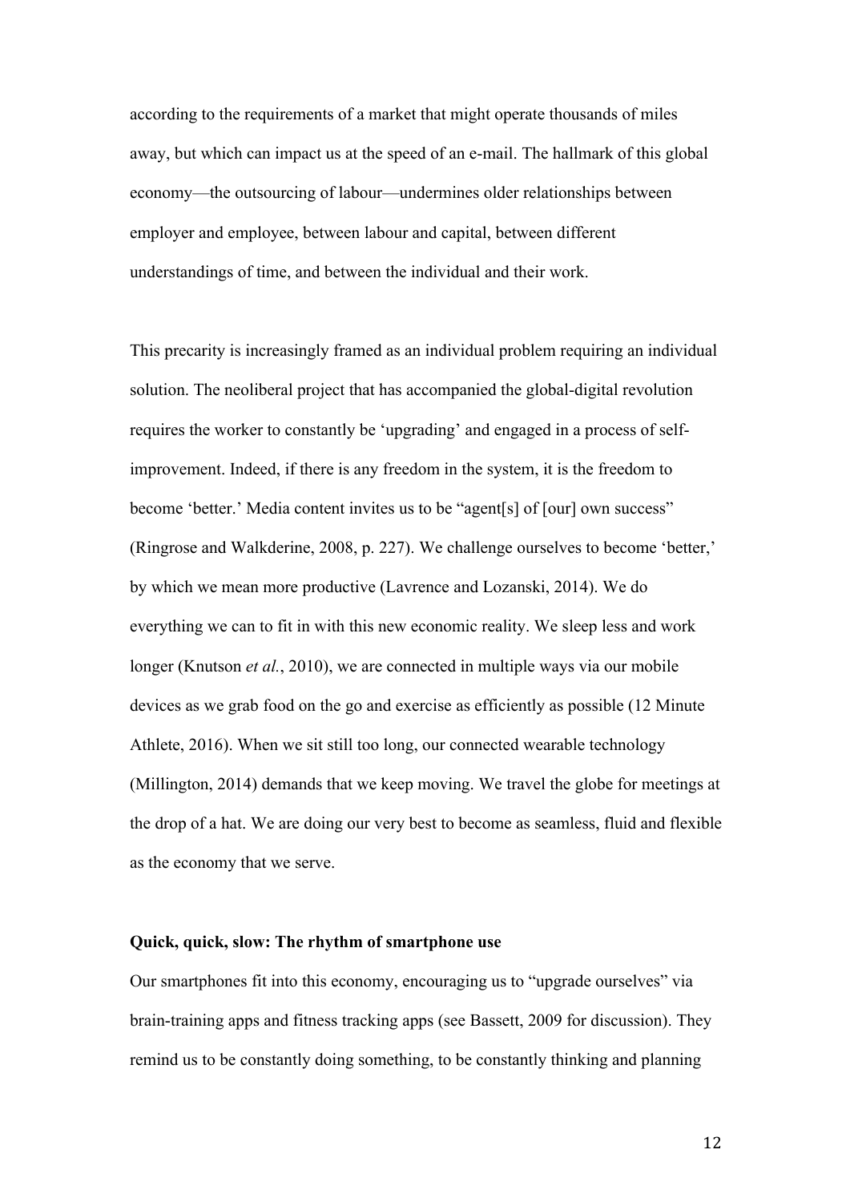according to the requirements of a market that might operate thousands of miles away, but which can impact us at the speed of an e-mail. The hallmark of this global economy—the outsourcing of labour—undermines older relationships between employer and employee, between labour and capital, between different understandings of time, and between the individual and their work.

This precarity is increasingly framed as an individual problem requiring an individual solution. The neoliberal project that has accompanied the global-digital revolution requires the worker to constantly be 'upgrading' and engaged in a process of self-improvement. Indeed, if there is any freedom in the system, it is the freedom to become 'better.' Media content invites us to be "agent[s] of [our] own success" (Ringrose and Walkderine, 2008, p. 227). We challenge ourselves to become 'better,' by which we mean more productive (Lavrence and Lozanski, 2014). We do everything we can to fit in with this new economic reality. We sleep less and work longer (Knutson *et al.*, 2010), we are connected in multiple ways via our mobile devices as we grab food on the go and exercise as efficiently as possible (12 Minute Athlete, 2016). When we sit still too long, our connected wearable technology (Millington, 2014) demands that we keep moving. We travel the globe for meetings at the drop of a hat. We are doing our very best to become as seamless, fluid and flexible as the economy that we serve.

## Quick, quick, slow: The rhythm of smartphone use

Our smartphones fit into this economy, encouraging us to "upgrade ourselves" via brain-training apps and fitness tracking apps (see Bassett, 2009 for discussion). They remind us to be constantly doing something, to be constantly thinking and planning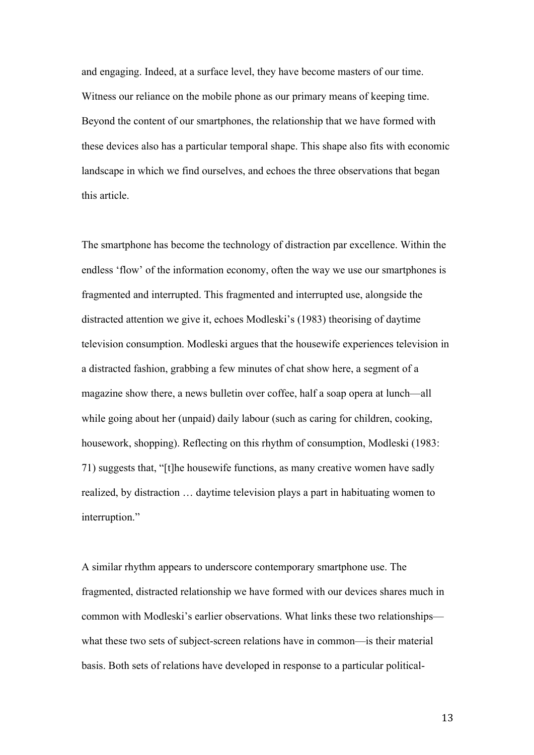and engaging. Indeed, at a surface level, they have become masters of our time. Witness our reliance on the mobile phone as our primary means of keeping time. Beyond the content of our smartphones, the relationship that we have formed with these devices also has a particular temporal shape. This shape also fits with economic landscape in which we find ourselves, and echoes the three observations that began this article.

The smartphone has become the technology of distraction par excellence. Within the endless 'flow' of the information economy, often the way we use our smartphones is fragmented and interrupted. This fragmented and interrupted use, alongside the distracted attention we give it, echoes Modleski's (1983) theorising of daytime television consumption. Modleski argues that the housewife experiences television in a distracted fashion, grabbing a few minutes of chat show here, a segment of a magazine show there, a news bulletin over coffee, half a soap opera at lunch—all while going about her (unpaid) daily labour (such as caring for children, cooking, housework, shopping). Reflecting on this rhythm of consumption, Modleski (1983: 71) suggests that, "[t]he housewife functions, as many creative women have sadly realized, by distraction … daytime television plays a part in habituating women to interruption."

A similar rhythm appears to underscore contemporary smartphone use. The fragmented, distracted relationship we have formed with our devices shares much in common with Modleski's earlier observations. What links these two relationships—what these two sets of subject-screen relations have in common—is their material basis. Both sets of relations have developed in response to a particular political-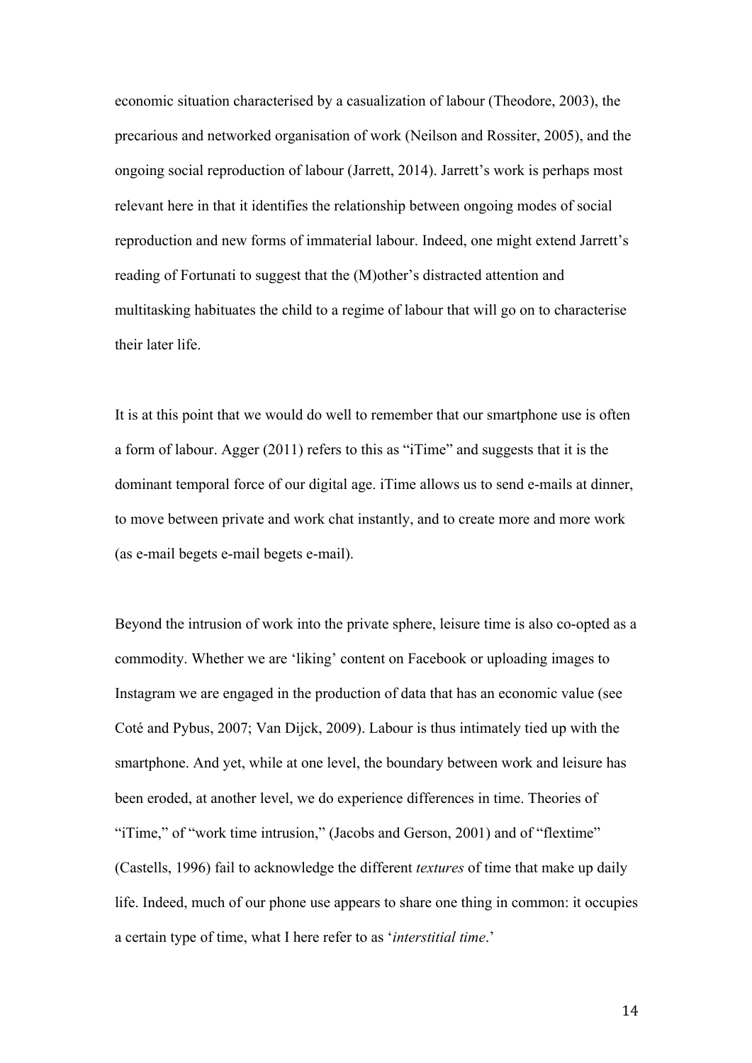economic situation characterised by a casualization of labour (Theodore, 2003), the precarious and networked organisation of work (Neilson and Rossiter, 2005), and the ongoing social reproduction of labour (Jarrett, 2014). Jarrett's work is perhaps most relevant here in that it identifies the relationship between ongoing modes of social reproduction and new forms of immaterial labour. Indeed, one might extend Jarrett's reading of Fortunati to suggest that the (M)other's distracted attention and multitasking habituates the child to a regime of labour that will go on to characterise their later life.

It is at this point that we would do well to remember that our smartphone use is often a form of labour. Agger (2011) refers to this as "iTime" and suggests that it is the dominant temporal force of our digital age. iTime allows us to send e-mails at dinner, to move between private and work chat instantly, and to create more and more work (as e-mail begets e-mail begets e-mail).

Beyond the intrusion of work into the private sphere, leisure time is also co-opted as a commodity. Whether we are 'liking' content on Facebook or uploading images to Instagram we are engaged in the production of data that has an economic value (see Coté and Pybus, 2007; Van Dijck, 2009). Labour is thus intimately tied up with the smartphone. And yet, while at one level, the boundary between work and leisure has been eroded, at another level, we do experience differences in time. Theories of "iTime," of "work time intrusion," (Jacobs and Gerson, 2001) and of "flextime" (Castells, 1996) fail to acknowledge the different *textures* of time that make up daily life. Indeed, much of our phone use appears to share one thing in common: it occupies a certain type of time, what I here refer to as '*interstitial time*.'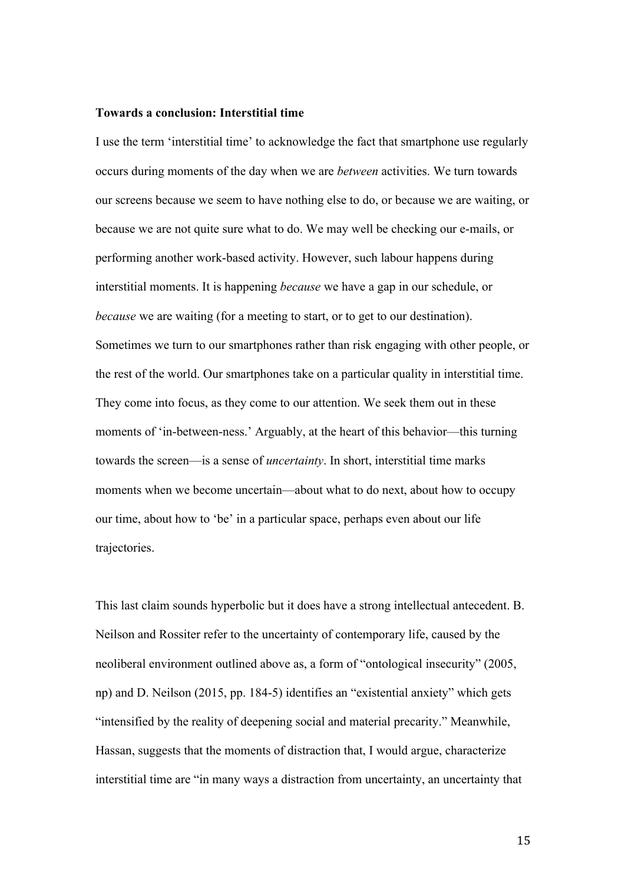**Towards a conclusion: Interstitial time**

I use the term 'interstitial time' to acknowledge the fact that smartphone use regularly occurs during moments of the day when we are *between* activities. We turn towards our screens because we seem to have nothing else to do, or because we are waiting, or because we are not quite sure what to do. We may well be checking our e-mails, or performing another work-based activity. However, such labour happens during interstitial moments. It is happening *because* we have a gap in our schedule, or *because* we are waiting (for a meeting to start, or to get to our destination). Sometimes we turn to our smartphones rather than risk engaging with other people, or the rest of the world. Our smartphones take on a particular quality in interstitial time. They come into focus, as they come to our attention. We seek them out in these moments of 'in-between-ness.' Arguably, at the heart of this behavior—this turning towards the screen—is a sense of *uncertainty*. In short, interstitial time marks moments when we become uncertain—about what to do next, about how to occupy our time, about how to 'be' in a particular space, perhaps even about our life trajectories.

This last claim sounds hyperbolic but it does have a strong intellectual antecedent. B. Neilson and Rossiter refer to the uncertainty of contemporary life, caused by the neoliberal environment outlined above as, a form of "ontological insecurity" (2005, np) and D. Neilson (2015, pp. 184-5) identifies an "existential anxiety" which gets "intensified by the reality of deepening social and material precarity." Meanwhile, Hassan, suggests that the moments of distraction that, I would argue, characterize interstitial time are "in many ways a distraction from uncertainty, an uncertainty that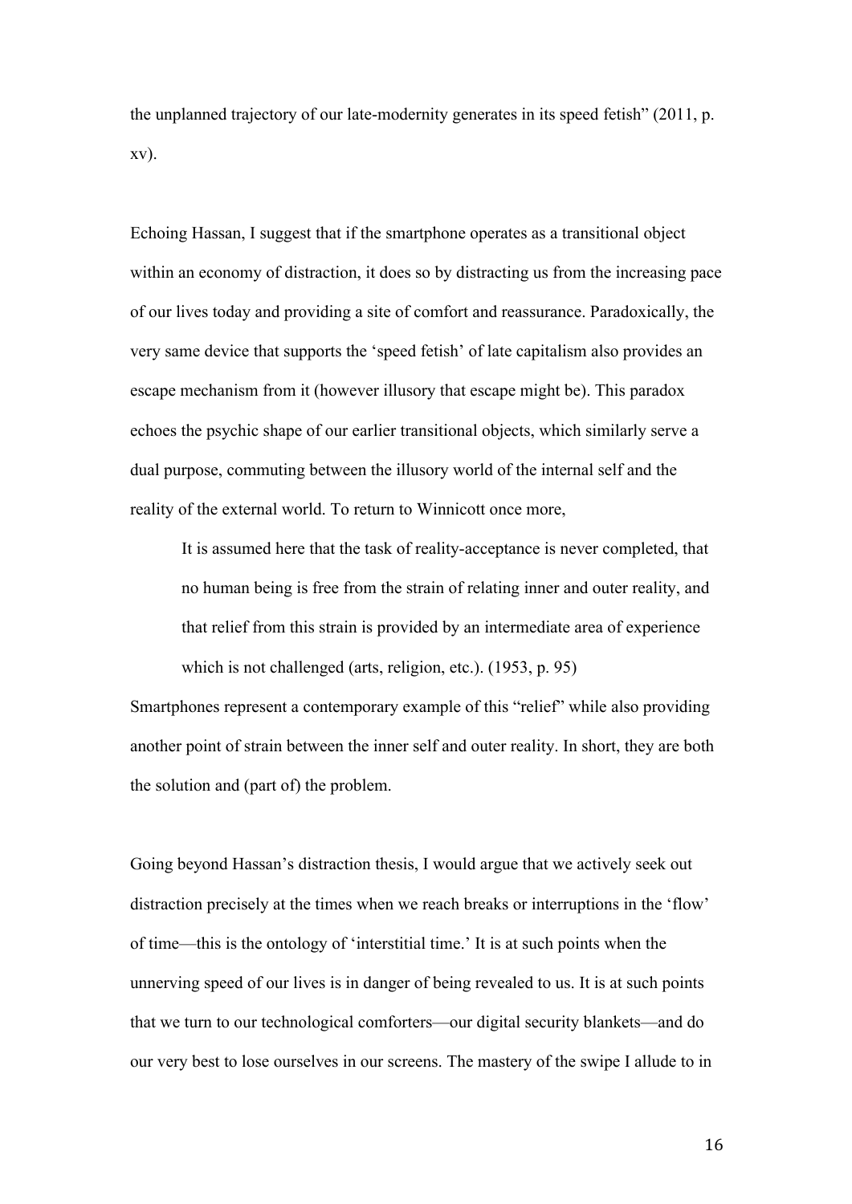the unplanned trajectory of our late-modernity generates in its speed fetish" (2011, p. xv).

Echoing Hassan, I suggest that if the smartphone operates as a transitional object within an economy of distraction, it does so by distracting us from the increasing pace of our lives today and providing a site of comfort and reassurance. Paradoxically, the very same device that supports the 'speed fetish' of late capitalism also provides an escape mechanism from it (however illusory that escape might be). This paradox echoes the psychic shape of our earlier transitional objects, which similarly serve a dual purpose, commuting between the illusory world of the internal self and the reality of the external world. To return to Winnicott once more,

> It is assumed here that the task of reality-acceptance is never completed, that no human being is free from the strain of relating inner and outer reality, and that relief from this strain is provided by an intermediate area of experience which is not challenged (arts, religion, etc.). (1953, p. 95)

Smartphones represent a contemporary example of this "relief" while also providing another point of strain between the inner self and outer reality. In short, they are both the solution and (part of) the problem.

Going beyond Hassan's distraction thesis, I would argue that we actively seek out distraction precisely at the times when we reach breaks or interruptions in the 'flow' of time—this is the ontology of 'interstitial time.' It is at such points when the unnerving speed of our lives is in danger of being revealed to us. It is at such points that we turn to our technological comforters—our digital security blankets—and do our very best to lose ourselves in our screens. The mastery of the swipe I allude to in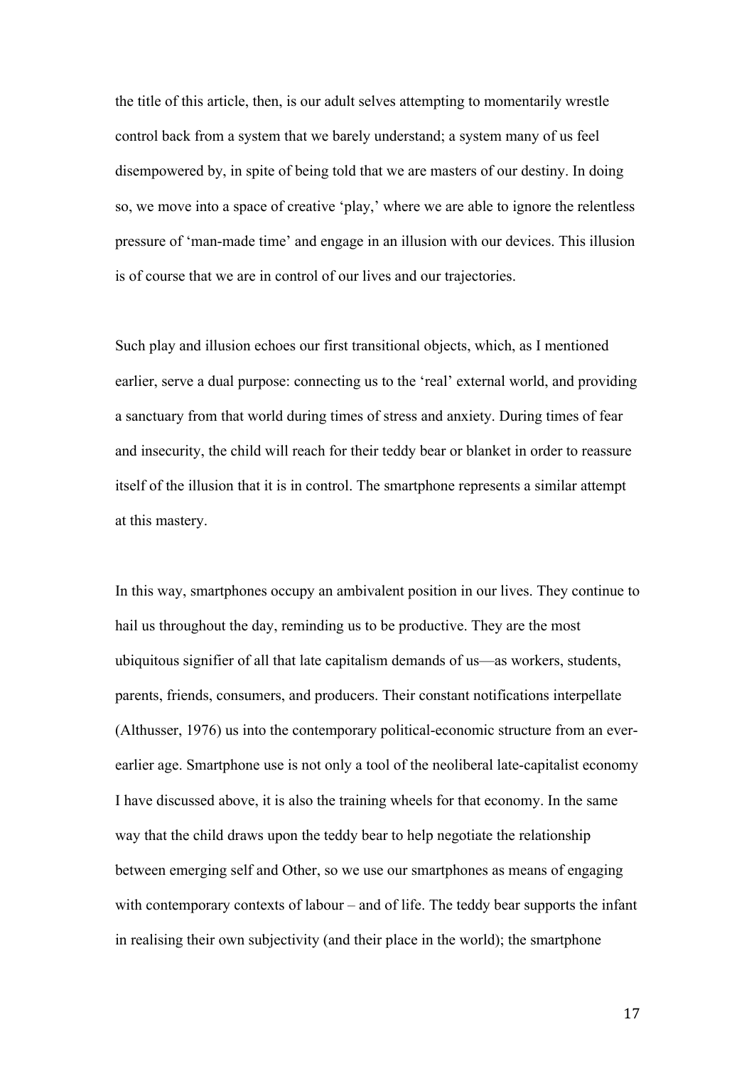the title of this article, then, is our adult selves attempting to momentarily wrestle control back from a system that we barely understand; a system many of us feel disempowered by, in spite of being told that we are masters of our destiny. In doing so, we move into a space of creative 'play,' where we are able to ignore the relentless pressure of 'man-made time' and engage in an illusion with our devices. This illusion is of course that we are in control of our lives and our trajectories.

Such play and illusion echoes our first transitional objects, which, as I mentioned earlier, serve a dual purpose: connecting us to the 'real' external world, and providing a sanctuary from that world during times of stress and anxiety. During times of fear and insecurity, the child will reach for their teddy bear or blanket in order to reassure itself of the illusion that it is in control. The smartphone represents a similar attempt at this mastery.

In this way, smartphones occupy an ambivalent position in our lives. They continue to hail us throughout the day, reminding us to be productive. They are the most ubiquitous signifier of all that late capitalism demands of us—as workers, students, parents, friends, consumers, and producers. Their constant notifications interpellate (Althusser, 1976) us into the contemporary political-economic structure from an ever-earlier age. Smartphone use is not only a tool of the neoliberal late-capitalist economy I have discussed above, it is also the training wheels for that economy. In the same way that the child draws upon the teddy bear to help negotiate the relationship between emerging self and Other, so we use our smartphones as means of engaging with contemporary contexts of labour – and of life. The teddy bear supports the infant in realising their own subjectivity (and their place in the world); the smartphone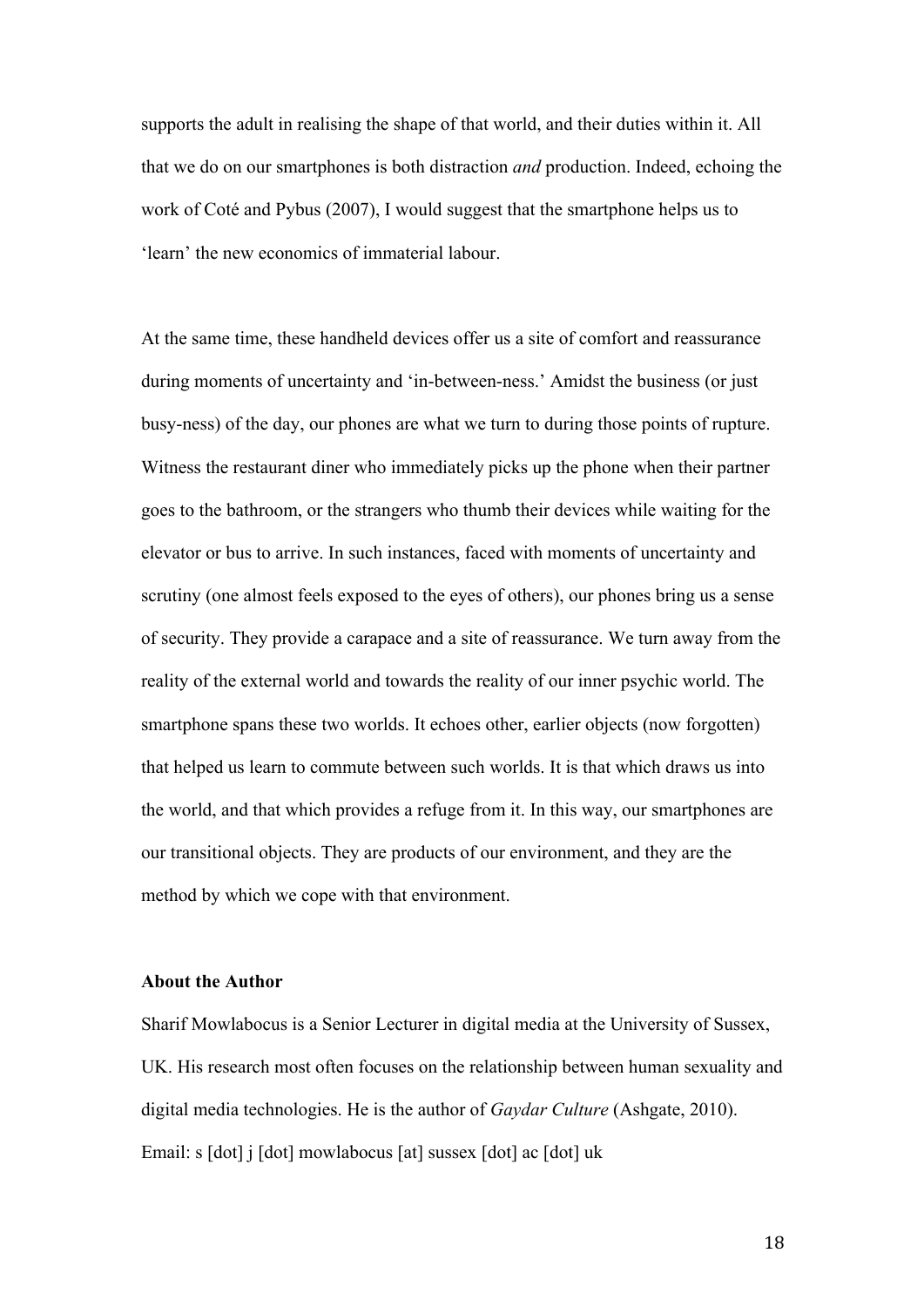supports the adult in realising the shape of that world, and their duties within it. All that we do on our smartphones is both distraction *and* production. Indeed, echoing the work of Coté and Pybus (2007), I would suggest that the smartphone helps us to 'learn' the new economics of immaterial labour.

At the same time, these handheld devices offer us a site of comfort and reassurance during moments of uncertainty and 'in-between-ness.' Amidst the business (or just busy-ness) of the day, our phones are what we turn to during those points of rupture. Witness the restaurant diner who immediately picks up the phone when their partner goes to the bathroom, or the strangers who thumb their devices while waiting for the elevator or bus to arrive. In such instances, faced with moments of uncertainty and scrutiny (one almost feels exposed to the eyes of others), our phones bring us a sense of security. They provide a carapace and a site of reassurance. We turn away from the reality of the external world and towards the reality of our inner psychic world. The smartphone spans these two worlds. It echoes other, earlier objects (now forgotten) that helped us learn to commute between such worlds. It is that which draws us into the world, and that which provides a refuge from it. In this way, our smartphones are our transitional objects. They are products of our environment, and they are the method by which we cope with that environment.

**About the Author**

Sharif Mowlabocus is a Senior Lecturer in digital media at the University of Sussex, UK. His research most often focuses on the relationship between human sexuality and digital media technologies. He is the author of *Gaydar Culture* (Ashgate, 2010). Email: s [dot] j [dot] mowlabocus [at] sussex [dot] ac [dot] uk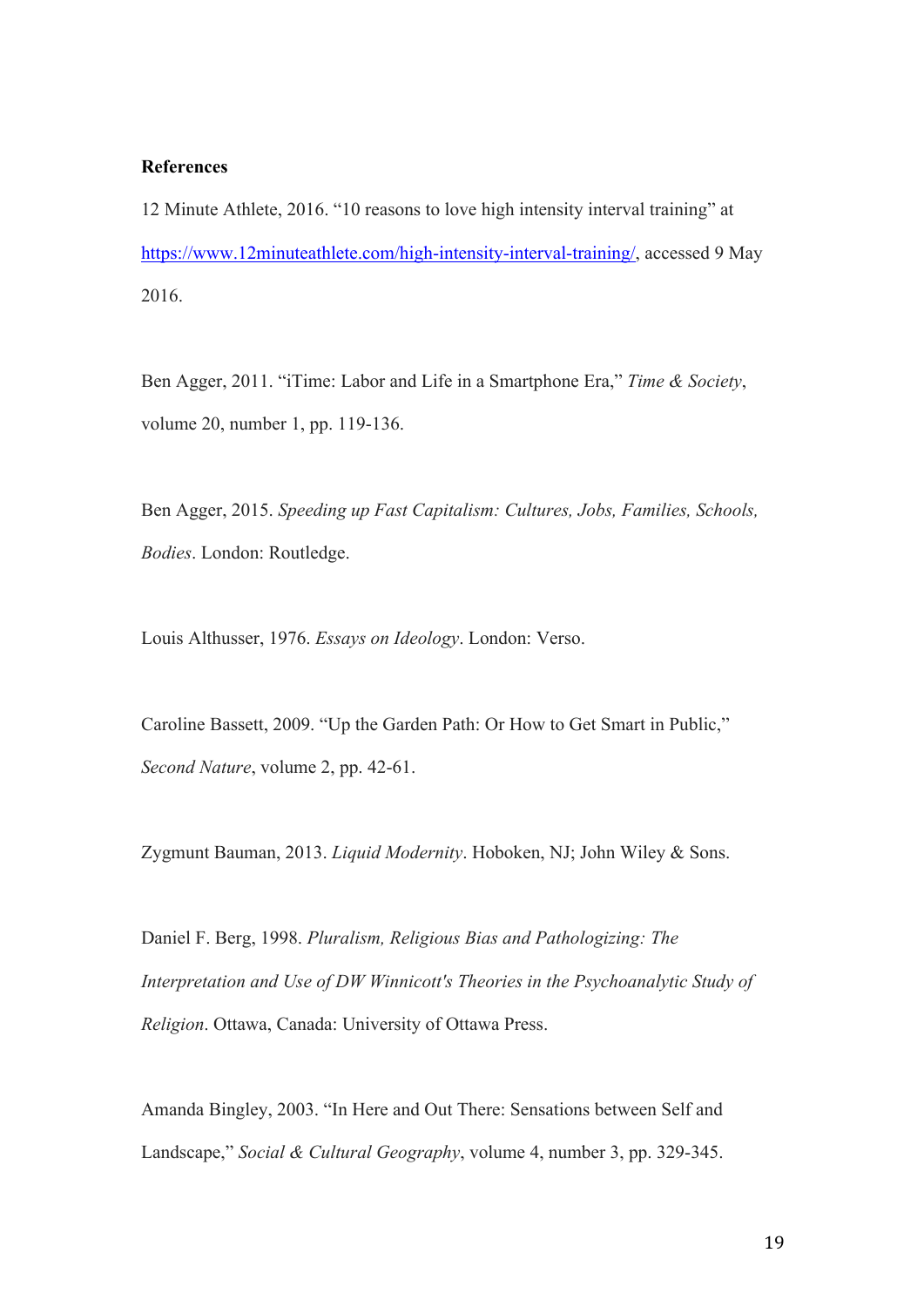**References**

12 Minute Athlete, 2016. “10 reasons to love high intensity interval training” at https://www.12minuteathlete.com/high-intensity-interval-training/, accessed 9 May 2016.

Ben Agger, 2011. “iTime: Labor and Life in a Smartphone Era,” *Time & Society*, volume 20, number 1, pp. 119-136.

Ben Agger, 2015. *Speeding up Fast Capitalism: Cultures, Jobs, Families, Schools, Bodies*. London: Routledge.

Louis Althusser, 1976. *Essays on Ideology*. London: Verso.

Caroline Bassett, 2009. “Up the Garden Path: Or How to Get Smart in Public,” *Second Nature*, volume 2, pp. 42-61.

Zygmunt Bauman, 2013. *Liquid Modernity*. Hoboken, NJ; John Wiley & Sons.

Daniel F. Berg, 1998. *Pluralism, Religious Bias and Pathologizing: The Interpretation and Use of DW Winnicott's Theories in the Psychoanalytic Study of Religion*. Ottawa, Canada: University of Ottawa Press.

Amanda Bingley, 2003. “In Here and Out There: Sensations between Self and Landscape,” *Social & Cultural Geography*, volume 4, number 3, pp. 329-345.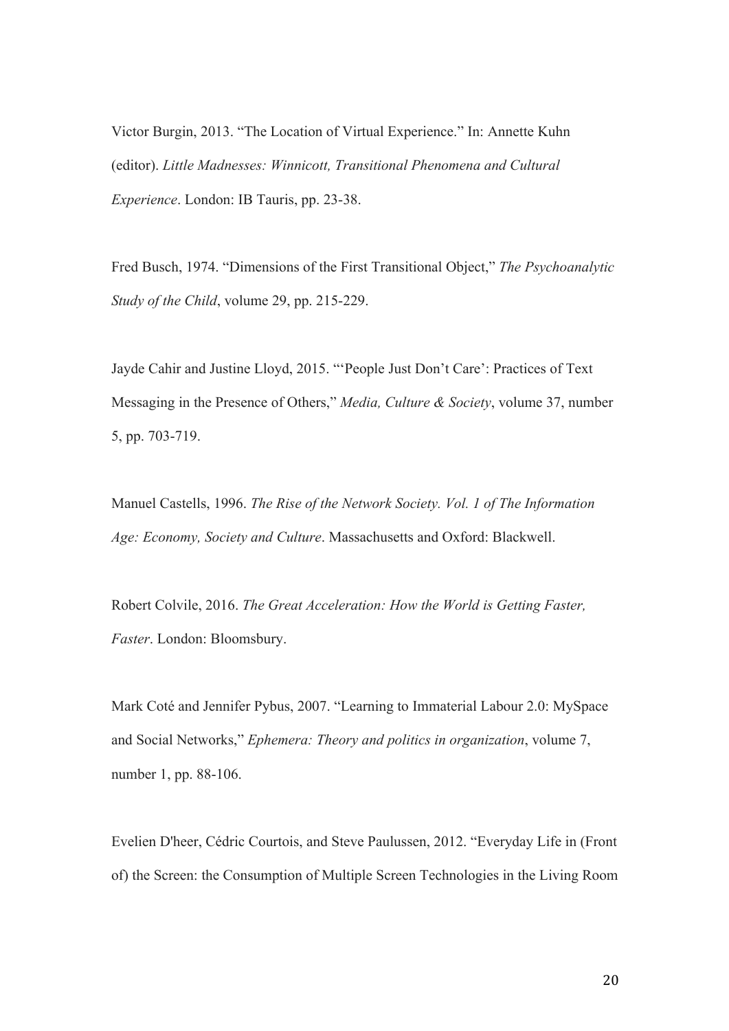Victor Burgin, 2013. "The Location of Virtual Experience." In: Annette Kuhn (editor). *Little Madnesses: Winnicott, Transitional Phenomena and Cultural Experience*. London: IB Tauris, pp. 23-38.

Fred Busch, 1974. "Dimensions of the First Transitional Object," *The Psychoanalytic Study of the Child*, volume 29, pp. 215-229.

Jayde Cahir and Justine Lloyd, 2015. "'People Just Don't Care': Practices of Text Messaging in the Presence of Others," *Media, Culture & Society*, volume 37, number 5, pp. 703-719.

Manuel Castells, 1996. *The Rise of the Network Society. Vol. 1 of The Information Age: Economy, Society and Culture*. Massachusetts and Oxford: Blackwell.

Robert Colvile, 2016. *The Great Acceleration: How the World is Getting Faster, Faster*. London: Bloomsbury.

Mark Coté and Jennifer Pybus, 2007. "Learning to Immaterial Labour 2.0: MySpace and Social Networks," *Ephemera: Theory and politics in organization*, volume 7, number 1, pp. 88-106.

Evelien D'heer, Cédric Courtois, and Steve Paulussen, 2012. "Everyday Life in (Front of) the Screen: the Consumption of Multiple Screen Technologies in the Living Room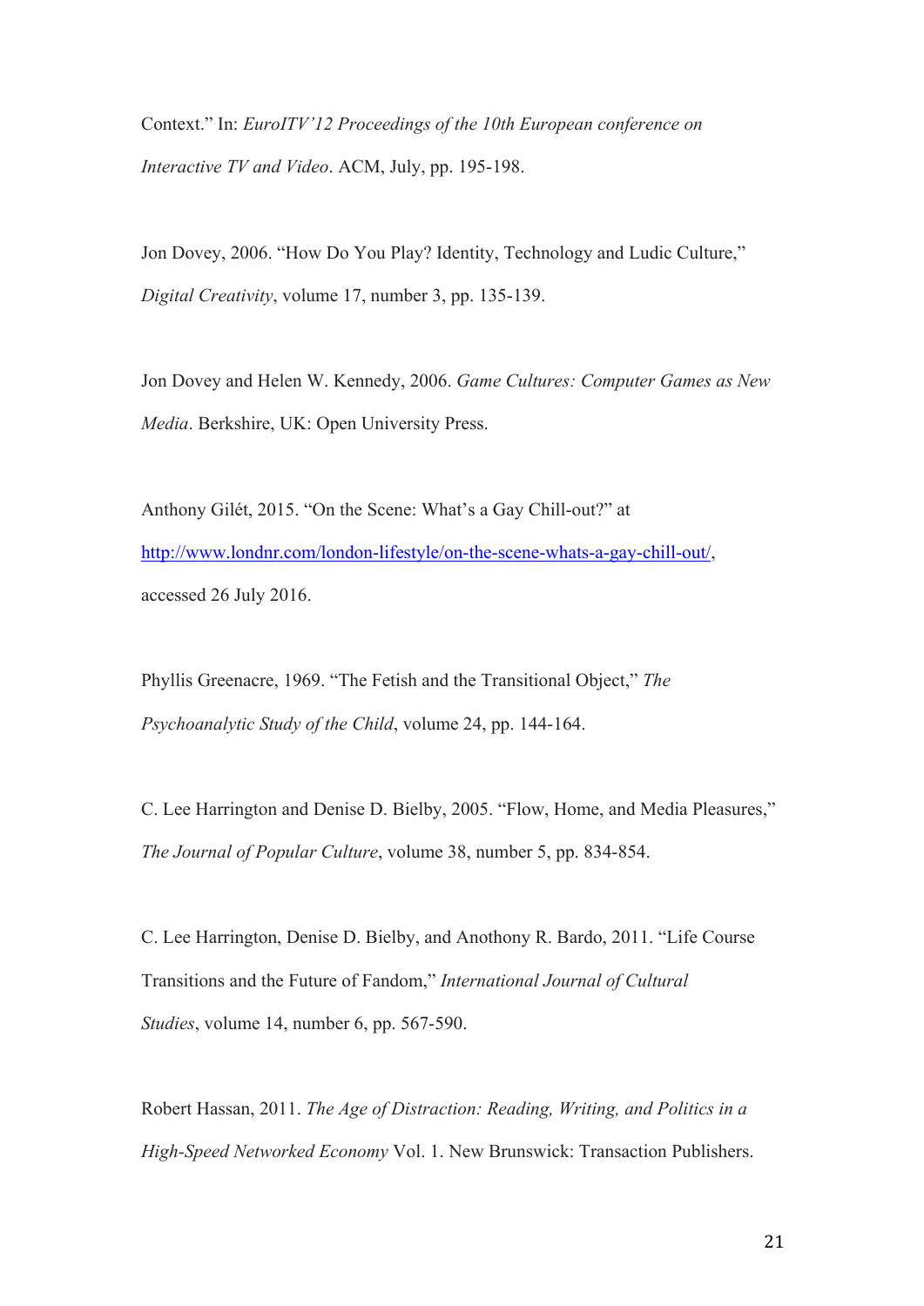Context.” In: *EuroITV’12 Proceedings of the 10th European conference on Interactive TV and Video*. ACM, July, pp. 195-198.

Jon Dovey, 2006. “How Do You Play? Identity, Technology and Ludic Culture,” *Digital Creativity*, volume 17, number 3, pp. 135-139.

Jon Dovey and Helen W. Kennedy, 2006. *Game Cultures: Computer Games as New Media*. Berkshire, UK: Open University Press.

Anthony Gilét, 2015. “On the Scene: What’s a Gay Chill-out?” at http://www.londnr.com/london-lifestyle/on-the-scene-whats-a-gay-chill-out/, accessed 26 July 2016.

Phyllis Greenacre, 1969. “The Fetish and the Transitional Object,” *The Psychoanalytic Study of the Child*, volume 24, pp. 144-164.

C. Lee Harrington and Denise D. Bielby, 2005. “Flow, Home, and Media Pleasures,” *The Journal of Popular Culture*, volume 38, number 5, pp. 834-854.

C. Lee Harrington, Denise D. Bielby, and Anothony R. Bardo, 2011. “Life Course Transitions and the Future of Fandom,” *International Journal of Cultural Studies*, volume 14, number 6, pp. 567-590.

Robert Hassan, 2011. *The Age of Distraction: Reading, Writing, and Politics in a High-Speed Networked Economy* Vol. 1. New Brunswick: Transaction Publishers.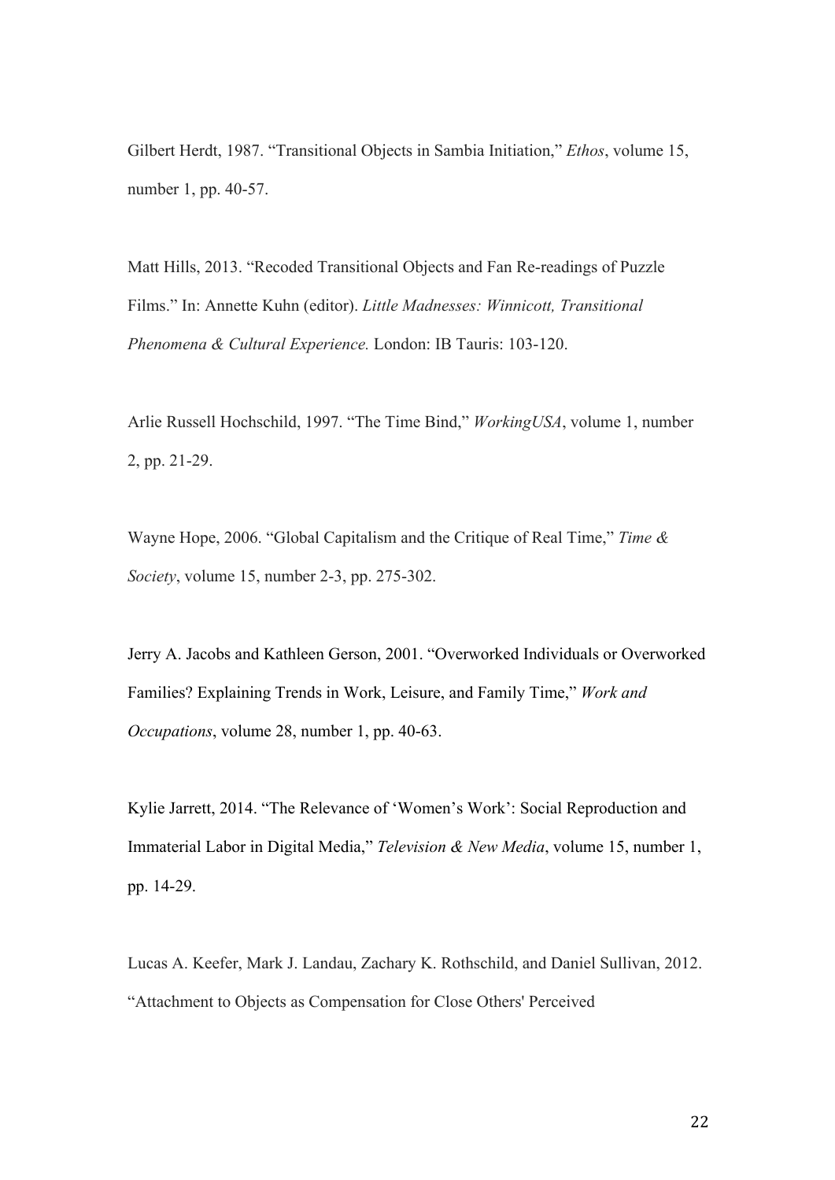Gilbert Herdt, 1987. “Transitional Objects in Sambia Initiation,” *Ethos*, volume 15, number 1, pp. 40-57.

Matt Hills, 2013. “Recoded Transitional Objects and Fan Re-readings of Puzzle Films.” In: Annette Kuhn (editor). *Little Madnesses: Winnicott, Transitional Phenomena & Cultural Experience.* London: IB Tauris: 103-120.

Arlie Russell Hochschild, 1997. “The Time Bind,” *WorkingUSA*, volume 1, number 2, pp. 21-29.

Wayne Hope, 2006. “Global Capitalism and the Critique of Real Time,” *Time & Society*, volume 15, number 2-3, pp. 275-302.

Jerry A. Jacobs and Kathleen Gerson, 2001. “Overworked Individuals or Overworked Families? Explaining Trends in Work, Leisure, and Family Time,” *Work and Occupations*, volume 28, number 1, pp. 40-63.

Kylie Jarrett, 2014. “The Relevance of ‘Women’s Work’: Social Reproduction and Immaterial Labor in Digital Media,” *Television & New Media*, volume 15, number 1, pp. 14-29.

Lucas A. Keefer, Mark J. Landau, Zachary K. Rothschild, and Daniel Sullivan, 2012. “Attachment to Objects as Compensation for Close Others' Perceived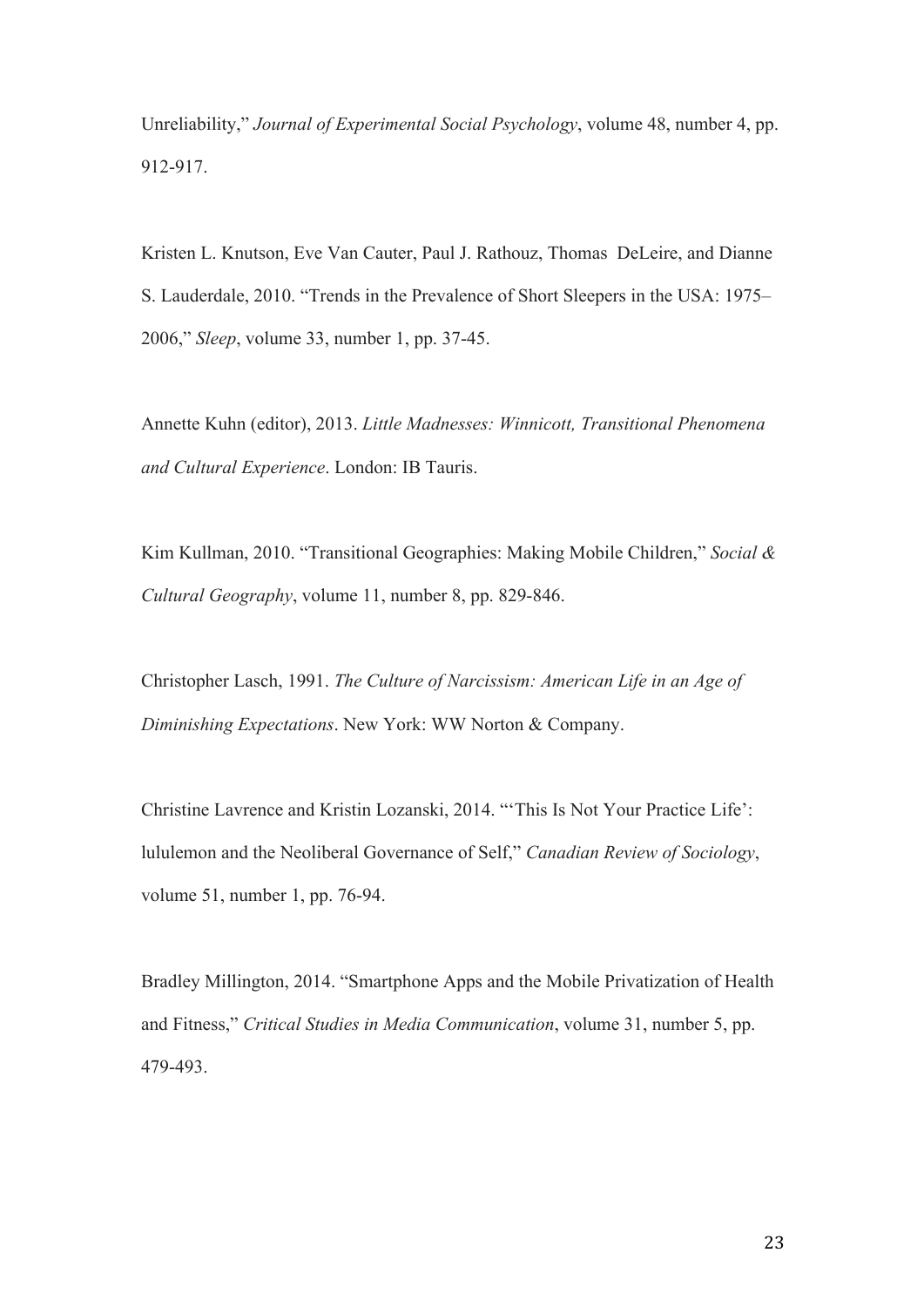Unreliability," *Journal of Experimental Social Psychology*, volume 48, number 4, pp. 912-917.

Kristen L. Knutson, Eve Van Cauter, Paul J. Rathouz, Thomas DeLeire, and Dianne S. Lauderdale, 2010. "Trends in the Prevalence of Short Sleepers in the USA: 1975–2006," *Sleep*, volume 33, number 1, pp. 37-45.

Annette Kuhn (editor), 2013. *Little Madnesses: Winnicott, Transitional Phenomena and Cultural Experience*. London: IB Tauris.

Kim Kullman, 2010. "Transitional Geographies: Making Mobile Children," *Social & Cultural Geography*, volume 11, number 8, pp. 829-846.

Christopher Lasch, 1991. *The Culture of Narcissism: American Life in an Age of Diminishing Expectations*. New York: WW Norton & Company.

Christine Lavrence and Kristin Lozanski, 2014. "'This Is Not Your Practice Life': lululemon and the Neoliberal Governance of Self," *Canadian Review of Sociology*, volume 51, number 1, pp. 76-94.

Bradley Millington, 2014. "Smartphone Apps and the Mobile Privatization of Health and Fitness," *Critical Studies in Media Communication*, volume 31, number 5, pp. 479-493.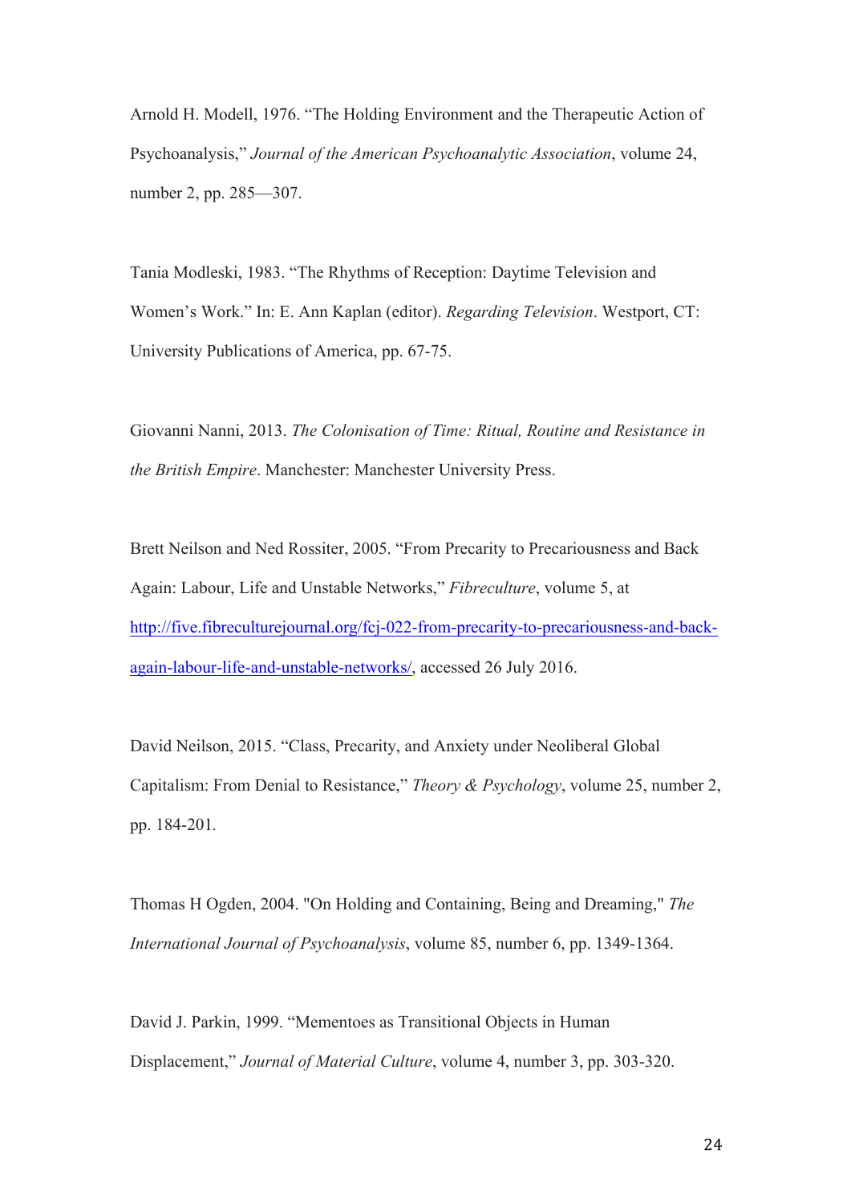Arnold H. Modell, 1976. “The Holding Environment and the Therapeutic Action of Psychoanalysis,” *Journal of the American Psychoanalytic Association*, volume 24, number 2, pp. 285—307.

Tania Modleski, 1983. “The Rhythms of Reception: Daytime Television and Women’s Work.” In: E. Ann Kaplan (editor). *Regarding Television*. Westport, CT: University Publications of America, pp. 67-75.

Giovanni Nanni, 2013. *The Colonisation of Time: Ritual, Routine and Resistance in the British Empire*. Manchester: Manchester University Press.

Brett Neilson and Ned Rossiter, 2005. “From Precarity to Precariousness and Back Again: Labour, Life and Unstable Networks,” *Fibreculture*, volume 5, at [http://five.fibreculturejournal.org/fcj-022-from-precarity-to-precariousness-and-back-again-labour-life-and-unstable-networks/](http://five.fibreculturejournal.org/fcj-022-from-precarity-to-precariousness-and-back-again-labour-life-and-unstable-networks/), accessed 26 July 2016.

David Neilson, 2015. “Class, Precarity, and Anxiety under Neoliberal Global Capitalism: From Denial to Resistance,” *Theory & Psychology*, volume 25, number 2, pp. 184-201.

Thomas H Ogden, 2004. "On Holding and Containing, Being and Dreaming," *The International Journal of Psychoanalysis*, volume 85, number 6, pp. 1349-1364.

David J. Parkin, 1999. “Mementoes as Transitional Objects in Human Displacement,” *Journal of Material Culture*, volume 4, number 3, pp. 303-320.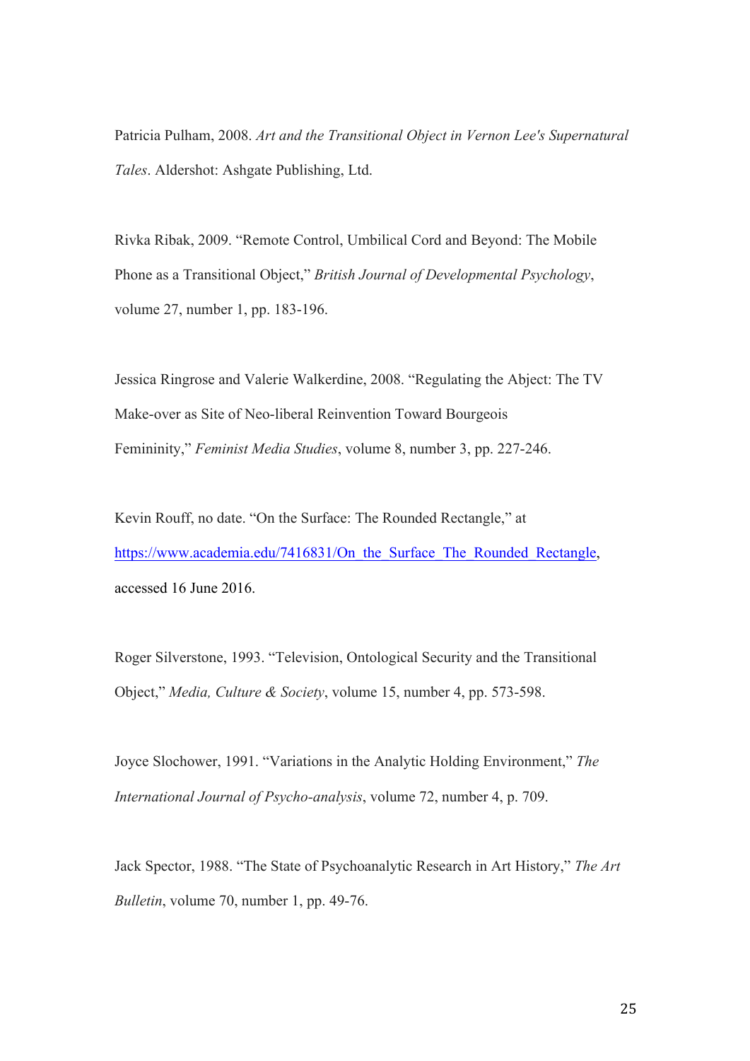Patricia Pulham, 2008. *Art and the Transitional Object in Vernon Lee's Supernatural Tales*. Aldershot: Ashgate Publishing, Ltd.

Rivka Ribak, 2009. "Remote Control, Umbilical Cord and Beyond: The Mobile Phone as a Transitional Object," *British Journal of Developmental Psychology*, volume 27, number 1, pp. 183-196.

Jessica Ringrose and Valerie Walkerdine, 2008. "Regulating the Abject: The TV Make-over as Site of Neo-liberal Reinvention Toward Bourgeois Femininity," *Feminist Media Studies*, volume 8, number 3, pp. 227-246.

Kevin Rouff, no date. "On the Surface: The Rounded Rectangle," at https://www.academia.edu/7416831/On_the_Surface_The_Rounded_Rectangle, accessed 16 June 2016.

Roger Silverstone, 1993. "Television, Ontological Security and the Transitional Object," *Media, Culture & Society*, volume 15, number 4, pp. 573-598.

Joyce Slochower, 1991. "Variations in the Analytic Holding Environment," *The International Journal of Psycho-analysis*, volume 72, number 4, p. 709.

Jack Spector, 1988. "The State of Psychoanalytic Research in Art History," *The Art Bulletin*, volume 70, number 1, pp. 49-76.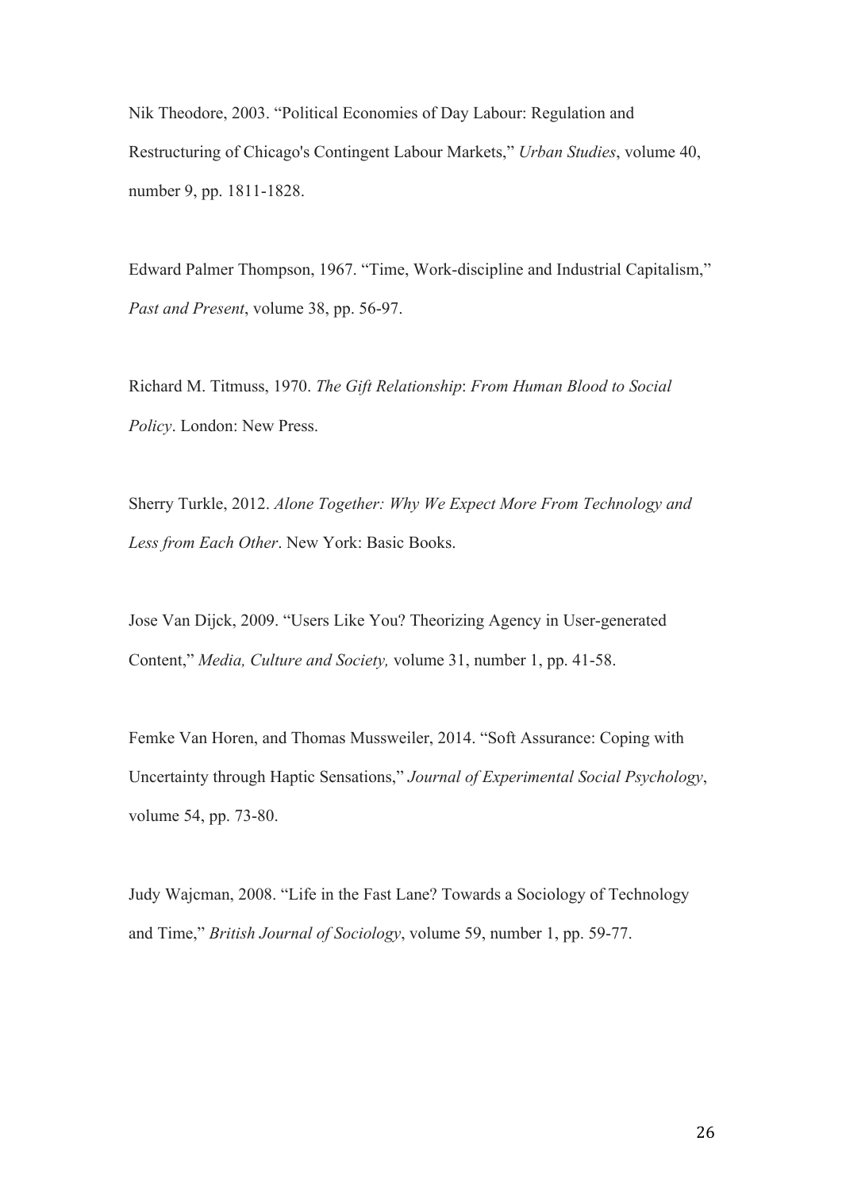Nik Theodore, 2003. "Political Economies of Day Labour: Regulation and Restructuring of Chicago's Contingent Labour Markets," *Urban Studies*, volume 40, number 9, pp. 1811-1828.

Edward Palmer Thompson, 1967. "Time, Work-discipline and Industrial Capitalism," *Past and Present*, volume 38, pp. 56-97.

Richard M. Titmuss, 1970. *The Gift Relationship*: *From Human Blood to Social Policy*. London: New Press.

Sherry Turkle, 2012. *Alone Together: Why We Expect More From Technology and Less from Each Other*. New York: Basic Books.

Jose Van Dijck, 2009. "Users Like You? Theorizing Agency in User-generated Content," *Media, Culture and Society,* volume 31, number 1, pp. 41-58.

Femke Van Horen, and Thomas Mussweiler, 2014. "Soft Assurance: Coping with Uncertainty through Haptic Sensations," *Journal of Experimental Social Psychology*, volume 54, pp. 73-80.

Judy Wajcman, 2008. "Life in the Fast Lane? Towards a Sociology of Technology and Time," *British Journal of Sociology*, volume 59, number 1, pp. 59-77.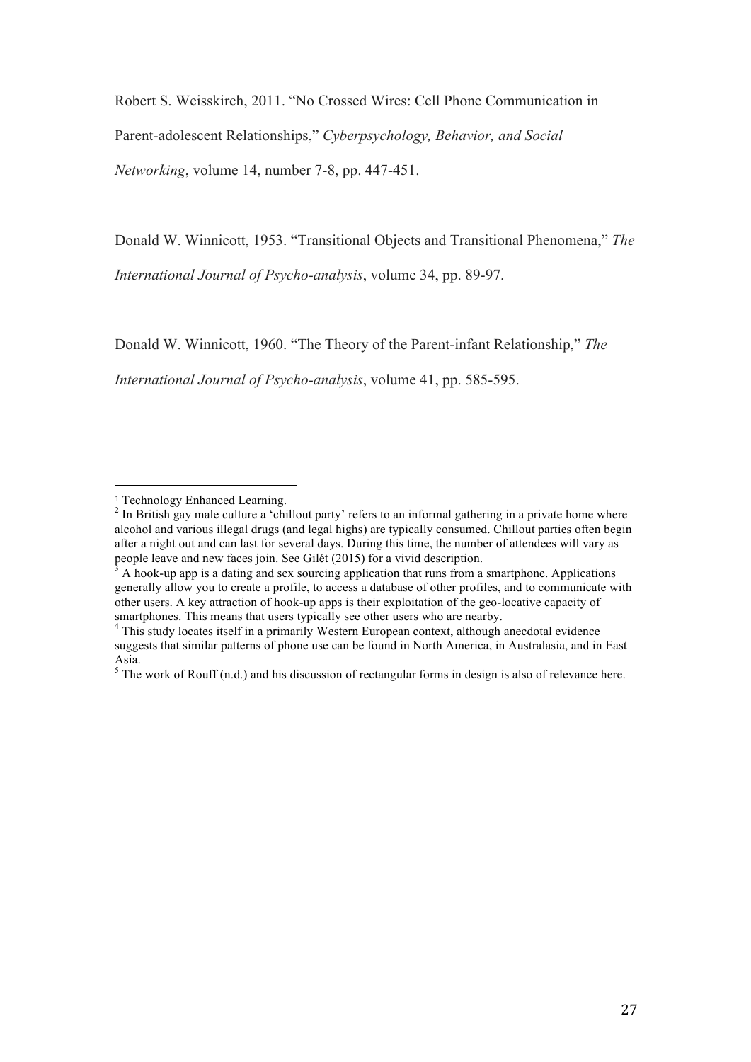Robert S. Weisskirch, 2011. "No Crossed Wires: Cell Phone Communication in Parent-adolescent Relationships," *Cyberpsychology, Behavior, and Social Networking*, volume 14, number 7-8, pp. 447-451.

Donald W. Winnicott, 1953. "Transitional Objects and Transitional Phenomena," *The International Journal of Psycho-analysis*, volume 34, pp. 89-97.

Donald W. Winnicott, 1960. "The Theory of the Parent-infant Relationship," *The International Journal of Psycho-analysis*, volume 41, pp. 585-595.

---

[1] Technology Enhanced Learning.

[2] In British gay male culture a 'chillout party' refers to an informal gathering in a private home where alcohol and various illegal drugs (and legal highs) are typically consumed. Chillout parties often begin after a night out and can last for several days. During this time, the number of attendees will vary as people leave and new faces join. See Gilét (2015) for a vivid description.

[3] A hook-up app is a dating and sex sourcing application that runs from a smartphone. Applications generally allow you to create a profile, to access a database of other profiles, and to communicate with other users. A key attraction of hook-up apps is their exploitation of the geo-locative capacity of smartphones. This means that users typically see other users who are nearby.

[4] This study locates itself in a primarily Western European context, although anecdotal evidence suggests that similar patterns of phone use can be found in North America, in Australasia, and in East Asia.

[5] The work of Rouff (n.d.) and his discussion of rectangular forms in design is also of relevance here.